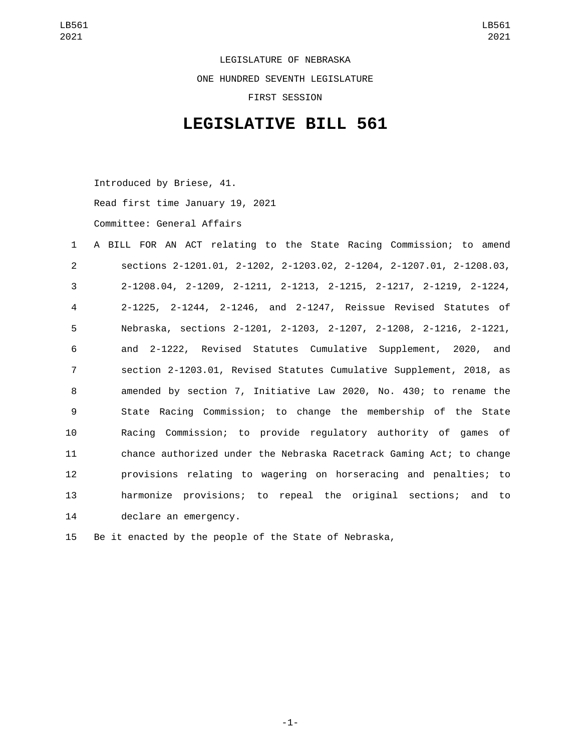LEGISLATURE OF NEBRASKA

ONE HUNDRED SEVENTH LEGISLATURE

FIRST SESSION

# LEGISLATIVE BILL 561

Introduced by Briese, 41.

Read first time January 19, 2021

Committee: General Affairs

A BILL FOR AN ACT relating to the State Racing Commission; to amend sections 2-1201.01, 2-1202, 2-1203.02, 2-1204, 2-1207.01, 2-1208.03, 2-1208.04, 2-1209, 2-1211, 2-1213, 2-1215, 2-1217, 2-1219, 2-1224, 2-1225, 2-1244, 2-1246, and 2-1247, Reissue Revised Statutes of Nebraska, sections 2-1201, 2-1203, 2-1207, 2-1208, 2-1216, 2-1221, and 2-1222, Revised Statutes Cumulative Supplement, 2020, and section 2-1203.01, Revised Statutes Cumulative Supplement, 2018, as amended by section 7, Initiative Law 2020, No. 430; to rename the State Racing Commission; to change the membership of the State Racing Commission; to provide regulatory authority of games of chance authorized under the Nebraska Racetrack Gaming Act; to change provisions relating to wagering on horseracing and penalties; to harmonize provisions; to repeal the original sections; and to declare an emergency.

Be it enacted by the people of the State of Nebraska,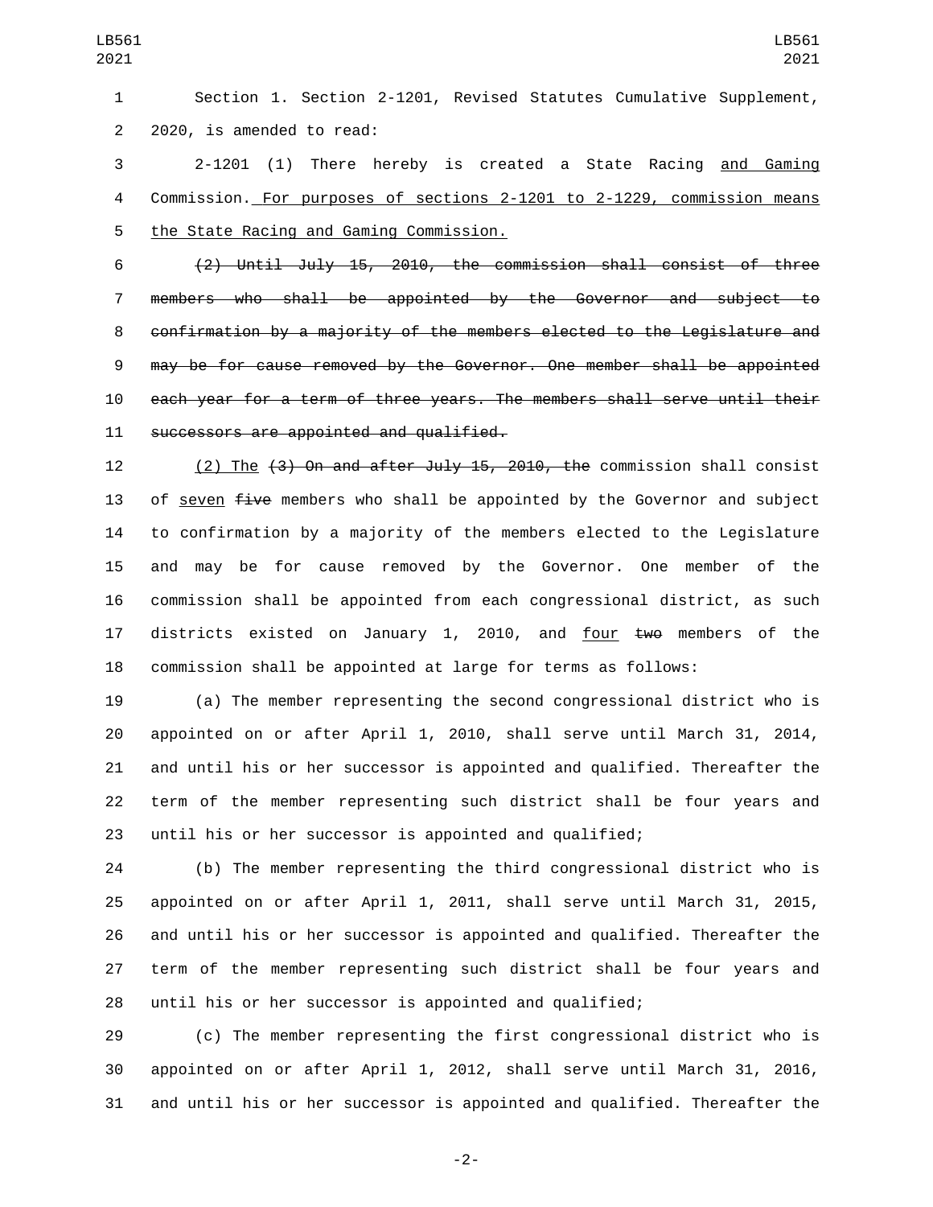Section 1. Section 2-1201, Revised Statutes Cumulative Supplement, 2020, is amended to read:

2-1201 (1) There hereby is created a State Racing and Gaming Commission. For purposes of sections 2-1201 to 2-1229, commission means the State Racing and Gaming Commission.

~~(2) Until July 15, 2010, the commission shall consist of three members who shall be appointed by the Governor and subject to confirmation by a majority of the members elected to the Legislature and may be for cause removed by the Governor. One member shall be appointed each year for a term of three years. The members shall serve until their successors are appointed and qualified.~~

(2) The ~~(3) On and after July 15, 2010, the~~ commission shall consist of seven ~~five~~ members who shall be appointed by the Governor and subject to confirmation by a majority of the members elected to the Legislature and may be for cause removed by the Governor. One member of the commission shall be appointed from each congressional district, as such districts existed on January 1, 2010, and four ~~two~~ members of the commission shall be appointed at large for terms as follows:

(a) The member representing the second congressional district who is appointed on or after April 1, 2010, shall serve until March 31, 2014, and until his or her successor is appointed and qualified. Thereafter the term of the member representing such district shall be four years and until his or her successor is appointed and qualified;

(b) The member representing the third congressional district who is appointed on or after April 1, 2011, shall serve until March 31, 2015, and until his or her successor is appointed and qualified. Thereafter the term of the member representing such district shall be four years and until his or her successor is appointed and qualified;

(c) The member representing the first congressional district who is appointed on or after April 1, 2012, shall serve until March 31, 2016, and until his or her successor is appointed and qualified. Thereafter the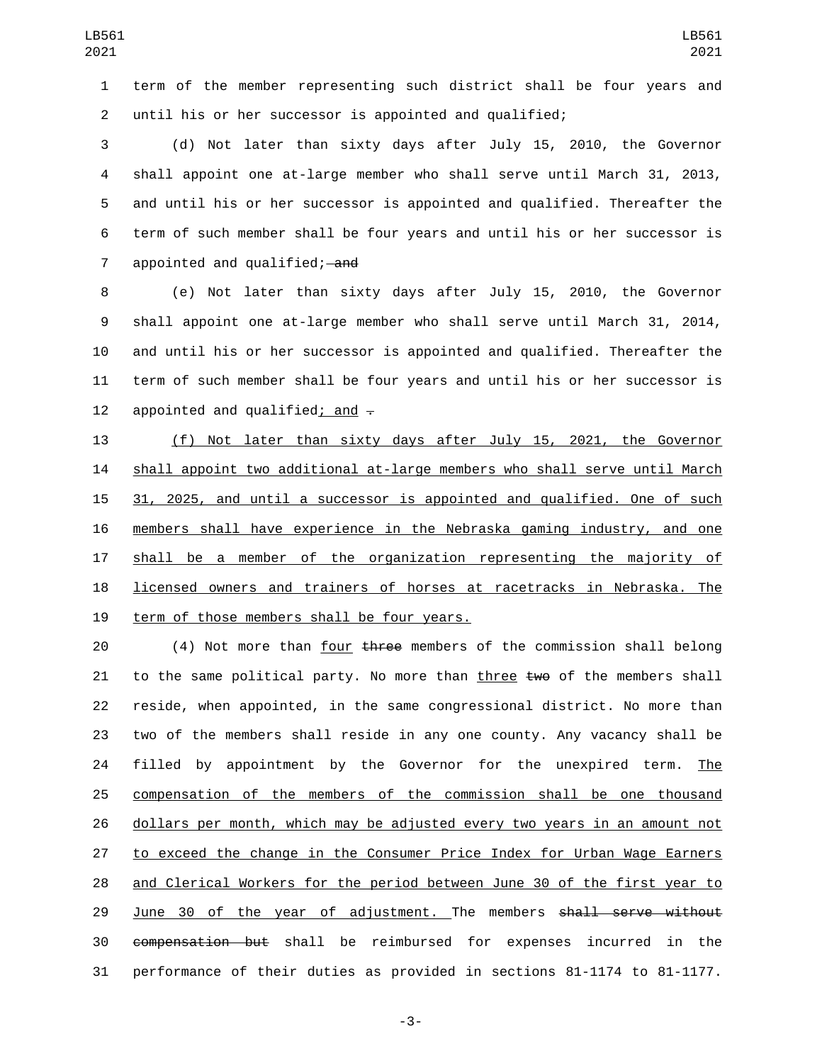term of the member representing such district shall be four years and until his or her successor is appointed and qualified;

(d) Not later than sixty days after July 15, 2010, the Governor shall appoint one at-large member who shall serve until March 31, 2013, and until his or her successor is appointed and qualified. Thereafter the term of such member shall be four years and until his or her successor is appointed and qualified; ~~and~~

(e) Not later than sixty days after July 15, 2010, the Governor shall appoint one at-large member who shall serve until March 31, 2014, and until his or her successor is appointed and qualified. Thereafter the term of such member shall be four years and until his or her successor is appointed and qualified<ins>; and</ins> ~~.~~

<ins>(f) Not later than sixty days after July 15, 2021, the Governor shall appoint two additional at-large members who shall serve until March 31, 2025, and until a successor is appointed and qualified. One of such members shall have experience in the Nebraska gaming industry, and one shall be a member of the organization representing the majority of licensed owners and trainers of horses at racetracks in Nebraska. The term of those members shall be four years.</ins>

(4) Not more than <ins>four</ins> ~~three~~ members of the commission shall belong to the same political party. No more than <ins>three</ins> ~~two~~ of the members shall reside, when appointed, in the same congressional district. No more than two of the members shall reside in any one county. Any vacancy shall be filled by appointment by the Governor for the unexpired term. <ins>The compensation of the members of the commission shall be one thousand dollars per month, which may be adjusted every two years in an amount not to exceed the change in the Consumer Price Index for Urban Wage Earners and Clerical Workers for the period between June 30 of the first year to June 30 of the year of adjustment.</ins> The members ~~shall serve without compensation but~~ shall be reimbursed for expenses incurred in the performance of their duties as provided in sections 81-1174 to 81-1177.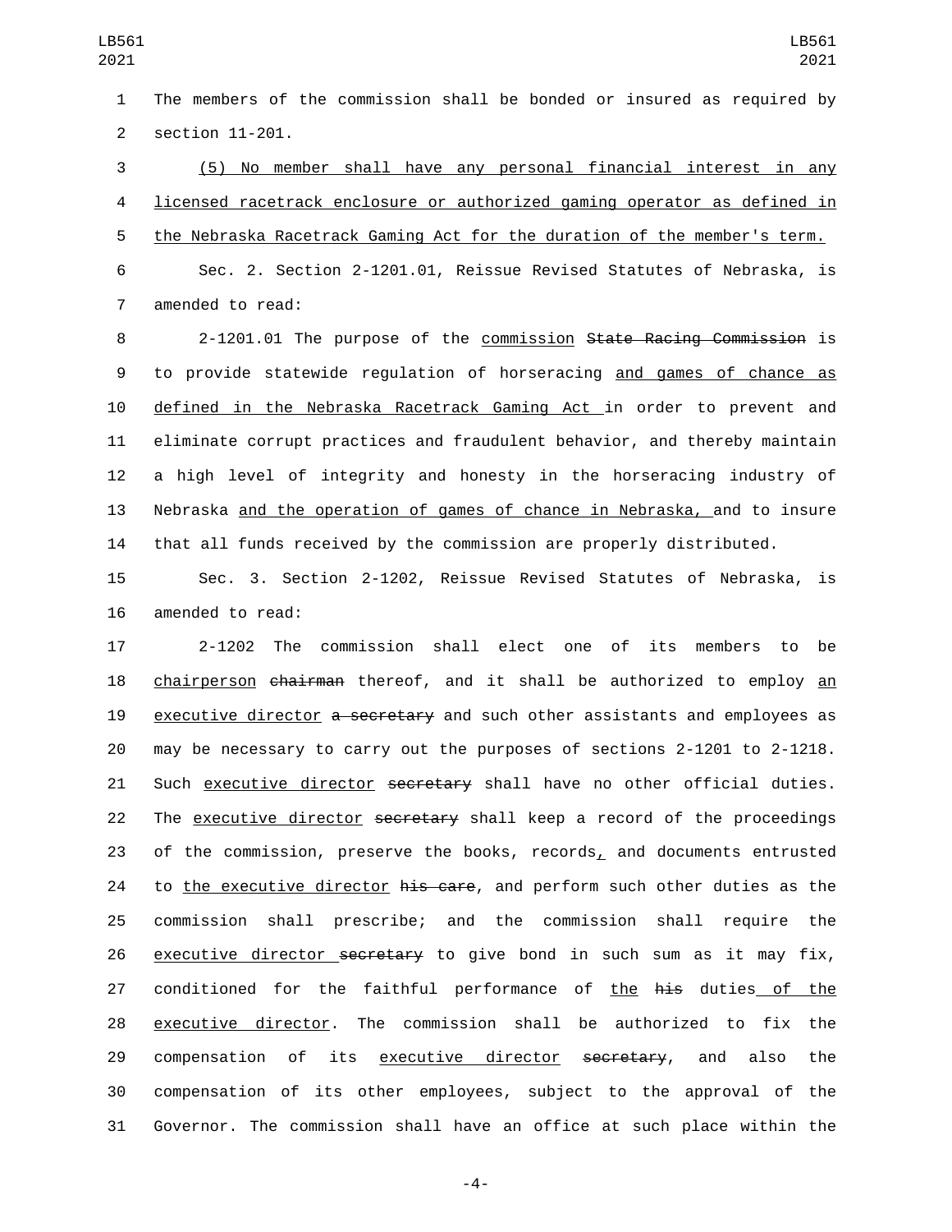The members of the commission shall be bonded or insured as required by section 11-201.

(5) No member shall have any personal financial interest in any licensed racetrack enclosure or authorized gaming operator as defined in the Nebraska Racetrack Gaming Act for the duration of the member's term.

Sec. 2. Section 2-1201.01, Reissue Revised Statutes of Nebraska, is amended to read:

2-1201.01 The purpose of the commission ~~State Racing Commission~~ is to provide statewide regulation of horseracing and games of chance as defined in the Nebraska Racetrack Gaming Act in order to prevent and eliminate corrupt practices and fraudulent behavior, and thereby maintain a high level of integrity and honesty in the horseracing industry of Nebraska and the operation of games of chance in Nebraska, and to insure that all funds received by the commission are properly distributed.

Sec. 3. Section 2-1202, Reissue Revised Statutes of Nebraska, is amended to read:

2-1202 The commission shall elect one of its members to be chairperson ~~chairman~~ thereof, and it shall be authorized to employ an executive director ~~a secretary~~ and such other assistants and employees as may be necessary to carry out the purposes of sections 2-1201 to 2-1218. Such executive director ~~secretary~~ shall have no other official duties. The executive director ~~secretary~~ shall keep a record of the proceedings of the commission, preserve the books, records, and documents entrusted to the executive director ~~his care~~, and perform such other duties as the commission shall prescribe; and the commission shall require the executive director ~~secretary~~ to give bond in such sum as it may fix, conditioned for the faithful performance of the ~~his~~ duties of the executive director. The commission shall be authorized to fix the compensation of its executive director ~~secretary~~, and also the compensation of its other employees, subject to the approval of the Governor. The commission shall have an office at such place within the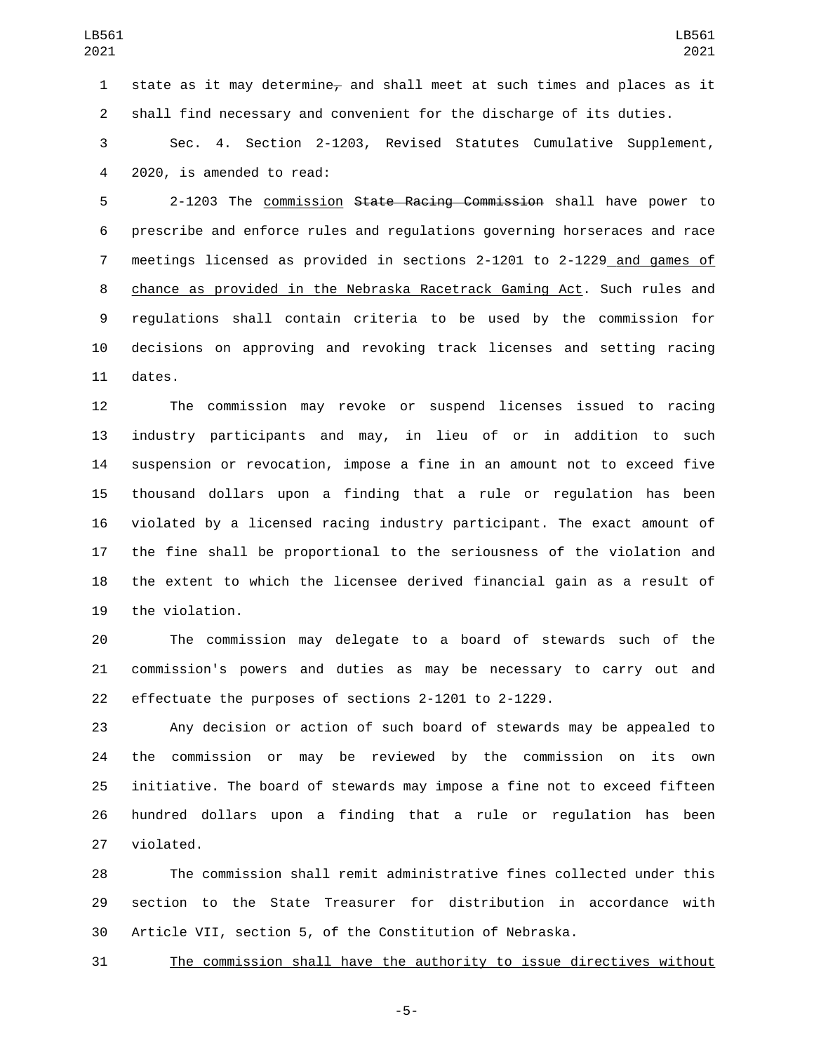state as it may determine~~,~~ and shall meet at such times and places as it shall find necessary and convenient for the discharge of its duties.

Sec. 4. Section 2-1203, Revised Statutes Cumulative Supplement, 2020, is amended to read:

2-1203 The <u>commission</u> ~~State Racing Commission~~ shall have power to prescribe and enforce rules and regulations governing horseraces and race meetings licensed as provided in sections 2-1201 to 2-1229<u> and games of chance as provided in the Nebraska Racetrack Gaming Act</u>. Such rules and regulations shall contain criteria to be used by the commission for decisions on approving and revoking track licenses and setting racing dates.

The commission may revoke or suspend licenses issued to racing industry participants and may, in lieu of or in addition to such suspension or revocation, impose a fine in an amount not to exceed five thousand dollars upon a finding that a rule or regulation has been violated by a licensed racing industry participant. The exact amount of the fine shall be proportional to the seriousness of the violation and the extent to which the licensee derived financial gain as a result of the violation.

The commission may delegate to a board of stewards such of the commission's powers and duties as may be necessary to carry out and effectuate the purposes of sections 2-1201 to 2-1229.

Any decision or action of such board of stewards may be appealed to the commission or may be reviewed by the commission on its own initiative. The board of stewards may impose a fine not to exceed fifteen hundred dollars upon a finding that a rule or regulation has been violated.

The commission shall remit administrative fines collected under this section to the State Treasurer for distribution in accordance with Article VII, section 5, of the Constitution of Nebraska.

<u>The commission shall have the authority to issue directives without</u>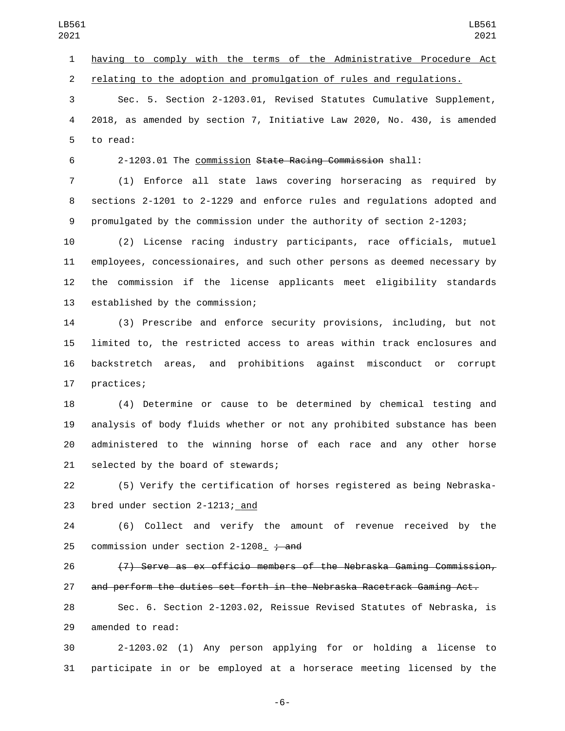having to comply with the terms of the Administrative Procedure Act relating to the adoption and promulgation of rules and regulations.

Sec. 5. Section 2-1203.01, Revised Statutes Cumulative Supplement, 2018, as amended by section 7, Initiative Law 2020, No. 430, is amended to read:

2-1203.01 The commission ~~State Racing Commission~~ shall:

(1) Enforce all state laws covering horseracing as required by sections 2-1201 to 2-1229 and enforce rules and regulations adopted and promulgated by the commission under the authority of section 2-1203;

(2) License racing industry participants, race officials, mutuel employees, concessionaires, and such other persons as deemed necessary by the commission if the license applicants meet eligibility standards established by the commission;

(3) Prescribe and enforce security provisions, including, but not limited to, the restricted access to areas within track enclosures and backstretch areas, and prohibitions against misconduct or corrupt practices;

(4) Determine or cause to be determined by chemical testing and analysis of body fluids whether or not any prohibited substance has been administered to the winning horse of each race and any other horse selected by the board of stewards;

(5) Verify the certification of horses registered as being Nebraska-bred under section 2-1213; and

(6) Collect and verify the amount of revenue received by the commission under section 2-1208. ~~; and~~

~~(7) Serve as ex officio members of the Nebraska Gaming Commission, and perform the duties set forth in the Nebraska Racetrack Gaming Act.~~

Sec. 6. Section 2-1203.02, Reissue Revised Statutes of Nebraska, is amended to read:

2-1203.02 (1) Any person applying for or holding a license to participate in or be employed at a horserace meeting licensed by the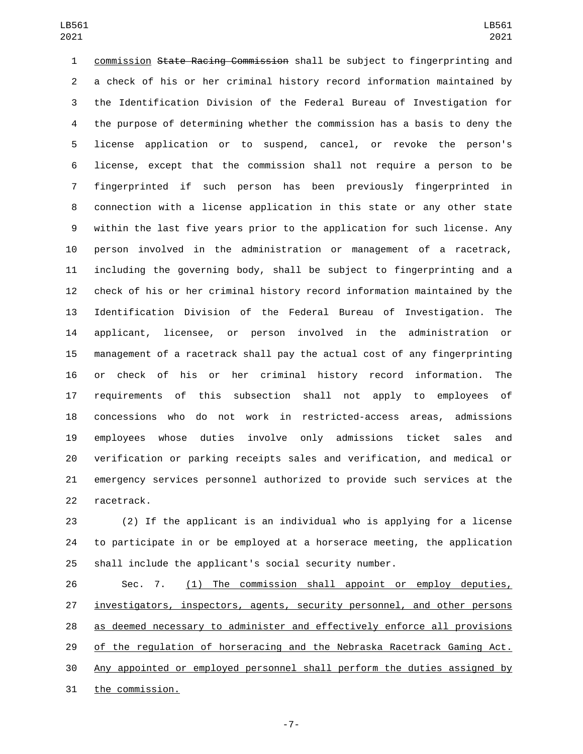commission ~~State Racing Commission~~ shall be subject to fingerprinting and a check of his or her criminal history record information maintained by the Identification Division of the Federal Bureau of Investigation for the purpose of determining whether the commission has a basis to deny the license application or to suspend, cancel, or revoke the person's license, except that the commission shall not require a person to be fingerprinted if such person has been previously fingerprinted in connection with a license application in this state or any other state within the last five years prior to the application for such license. Any person involved in the administration or management of a racetrack, including the governing body, shall be subject to fingerprinting and a check of his or her criminal history record information maintained by the Identification Division of the Federal Bureau of Investigation. The applicant, licensee, or person involved in the administration or management of a racetrack shall pay the actual cost of any fingerprinting or check of his or her criminal history record information. The requirements of this subsection shall not apply to employees of concessions who do not work in restricted-access areas, admissions employees whose duties involve only admissions ticket sales and verification or parking receipts sales and verification, and medical or emergency services personnel authorized to provide such services at the racetrack.

(2) If the applicant is an individual who is applying for a license to participate in or be employed at a horserace meeting, the application shall include the applicant's social security number.

Sec. 7. <u>(1) The commission shall appoint or employ deputies, investigators, inspectors, agents, security personnel, and other persons as deemed necessary to administer and effectively enforce all provisions of the regulation of horseracing and the Nebraska Racetrack Gaming Act. Any appointed or employed personnel shall perform the duties assigned by the commission.</u>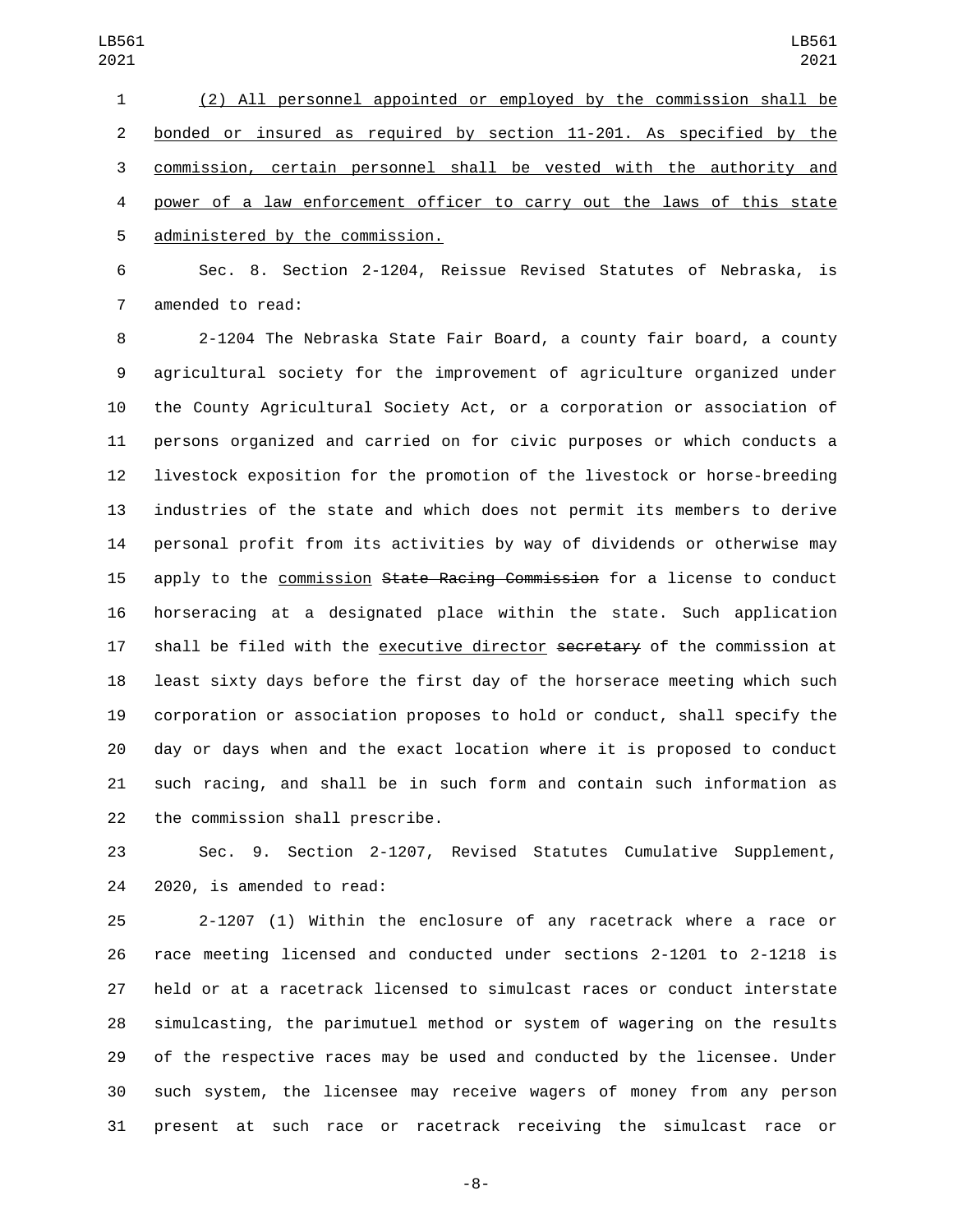(2) All personnel appointed or employed by the commission shall be bonded or insured as required by section 11-201. As specified by the commission, certain personnel shall be vested with the authority and power of a law enforcement officer to carry out the laws of this state administered by the commission.

Sec. 8. Section 2-1204, Reissue Revised Statutes of Nebraska, is amended to read:

2-1204 The Nebraska State Fair Board, a county fair board, a county agricultural society for the improvement of agriculture organized under the County Agricultural Society Act, or a corporation or association of persons organized and carried on for civic purposes or which conducts a livestock exposition for the promotion of the livestock or horse-breeding industries of the state and which does not permit its members to derive personal profit from its activities by way of dividends or otherwise may apply to the commission ~~State Racing Commission~~ for a license to conduct horseracing at a designated place within the state. Such application shall be filed with the executive director ~~secretary~~ of the commission at least sixty days before the first day of the horserace meeting which such corporation or association proposes to hold or conduct, shall specify the day or days when and the exact location where it is proposed to conduct such racing, and shall be in such form and contain such information as the commission shall prescribe.

Sec. 9. Section 2-1207, Revised Statutes Cumulative Supplement, 2020, is amended to read:

2-1207 (1) Within the enclosure of any racetrack where a race or race meeting licensed and conducted under sections 2-1201 to 2-1218 is held or at a racetrack licensed to simulcast races or conduct interstate simulcasting, the parimutuel method or system of wagering on the results of the respective races may be used and conducted by the licensee. Under such system, the licensee may receive wagers of money from any person present at such race or racetrack receiving the simulcast race or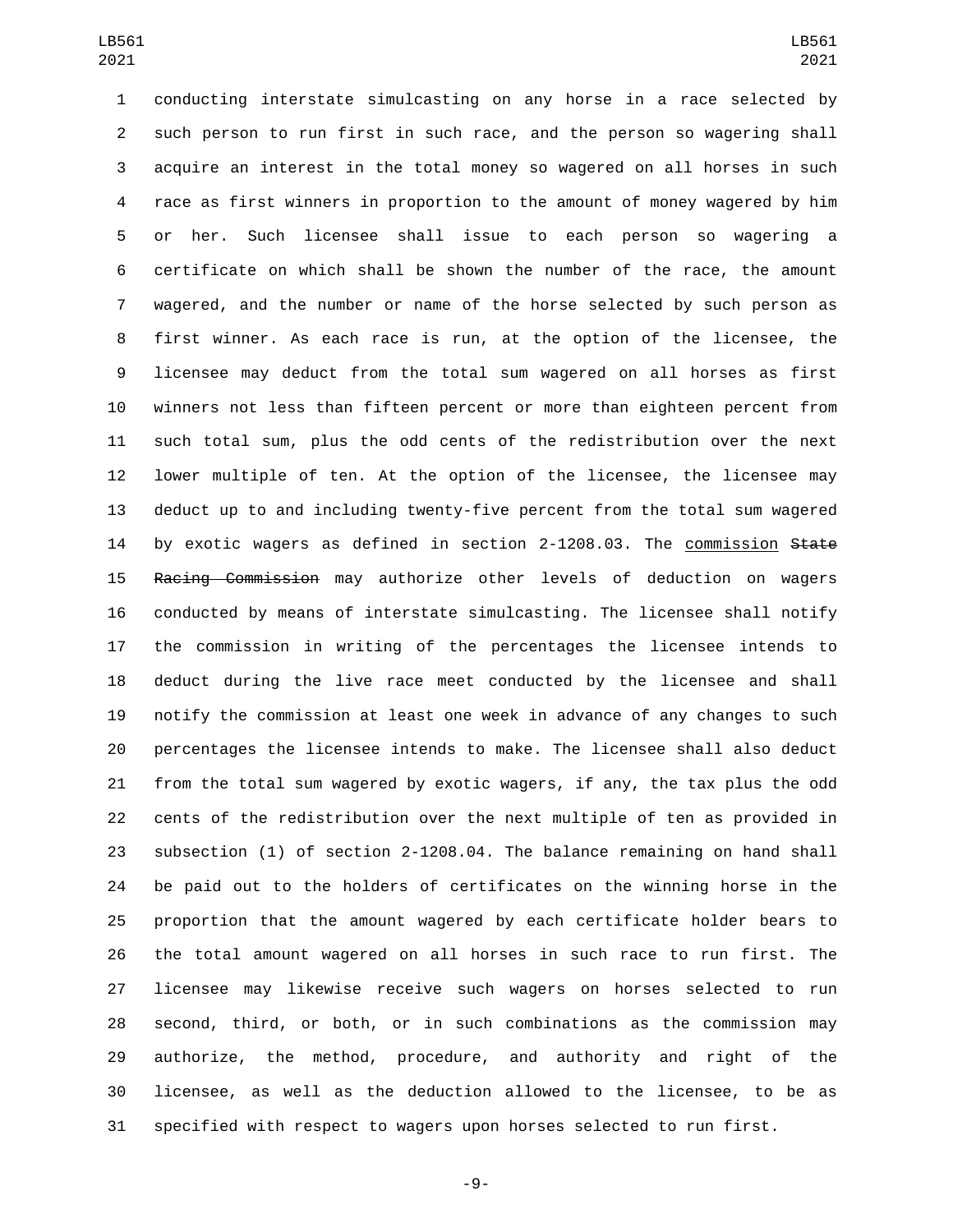conducting interstate simulcasting on any horse in a race selected by such person to run first in such race, and the person so wagering shall acquire an interest in the total money so wagered on all horses in such race as first winners in proportion to the amount of money wagered by him or her. Such licensee shall issue to each person so wagering a certificate on which shall be shown the number of the race, the amount wagered, and the number or name of the horse selected by such person as first winner. As each race is run, at the option of the licensee, the licensee may deduct from the total sum wagered on all horses as first winners not less than fifteen percent or more than eighteen percent from such total sum, plus the odd cents of the redistribution over the next lower multiple of ten. At the option of the licensee, the licensee may deduct up to and including twenty-five percent from the total sum wagered by exotic wagers as defined in section 2-1208.03. The commission ~~State Racing Commission~~ may authorize other levels of deduction on wagers conducted by means of interstate simulcasting. The licensee shall notify the commission in writing of the percentages the licensee intends to deduct during the live race meet conducted by the licensee and shall notify the commission at least one week in advance of any changes to such percentages the licensee intends to make. The licensee shall also deduct from the total sum wagered by exotic wagers, if any, the tax plus the odd cents of the redistribution over the next multiple of ten as provided in subsection (1) of section 2-1208.04. The balance remaining on hand shall be paid out to the holders of certificates on the winning horse in the proportion that the amount wagered by each certificate holder bears to the total amount wagered on all horses in such race to run first. The licensee may likewise receive such wagers on horses selected to run second, third, or both, or in such combinations as the commission may authorize, the method, procedure, and authority and right of the licensee, as well as the deduction allowed to the licensee, to be as specified with respect to wagers upon horses selected to run first.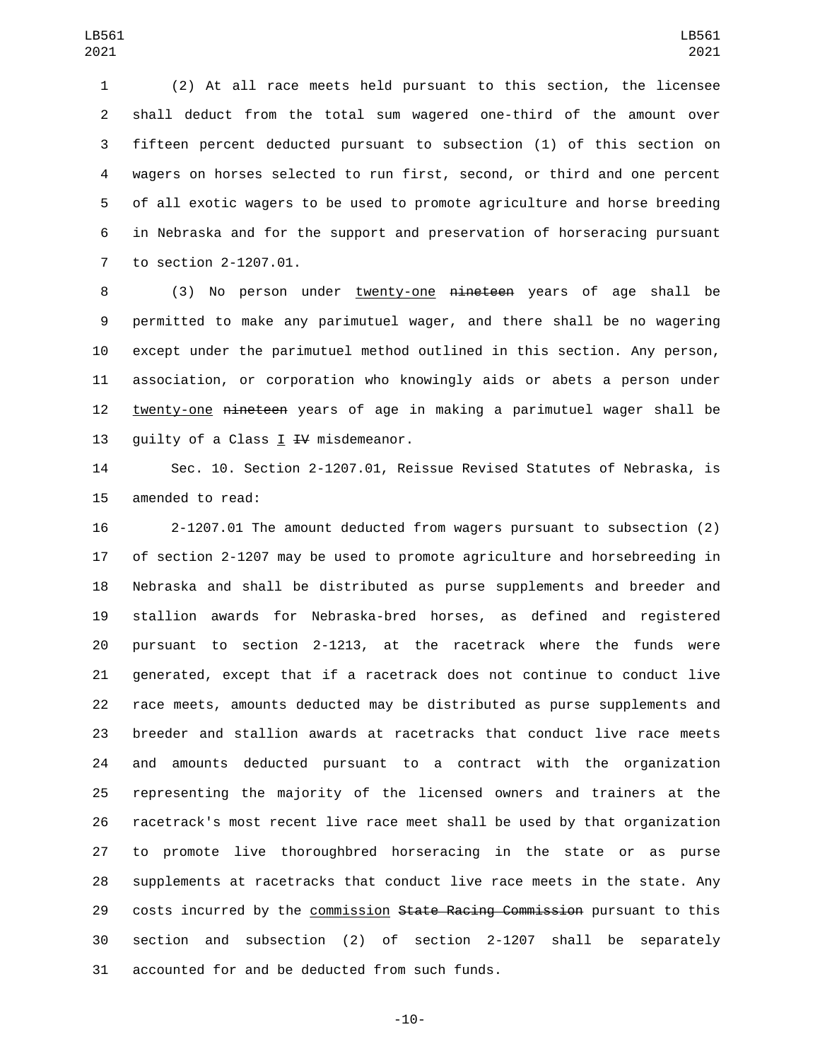(2) At all race meets held pursuant to this section, the licensee shall deduct from the total sum wagered one-third of the amount over fifteen percent deducted pursuant to subsection (1) of this section on wagers on horses selected to run first, second, or third and one percent of all exotic wagers to be used to promote agriculture and horse breeding in Nebraska and for the support and preservation of horseracing pursuant to section 2-1207.01.

(3) No person under <u>twenty-one</u> ~~nineteen~~ years of age shall be permitted to make any parimutuel wager, and there shall be no wagering except under the parimutuel method outlined in this section. Any person, association, or corporation who knowingly aids or abets a person under <u>twenty-one</u> ~~nineteen~~ years of age in making a parimutuel wager shall be guilty of a Class <u>I</u> ~~IV~~ misdemeanor.

Sec. 10. Section 2-1207.01, Reissue Revised Statutes of Nebraska, is amended to read:

2-1207.01 The amount deducted from wagers pursuant to subsection (2) of section 2-1207 may be used to promote agriculture and horsebreeding in Nebraska and shall be distributed as purse supplements and breeder and stallion awards for Nebraska-bred horses, as defined and registered pursuant to section 2-1213, at the racetrack where the funds were generated, except that if a racetrack does not continue to conduct live race meets, amounts deducted may be distributed as purse supplements and breeder and stallion awards at racetracks that conduct live race meets and amounts deducted pursuant to a contract with the organization representing the majority of the licensed owners and trainers at the racetrack's most recent live race meet shall be used by that organization to promote live thoroughbred horseracing in the state or as purse supplements at racetracks that conduct live race meets in the state. Any costs incurred by the <u>commission</u> ~~State Racing Commission~~ pursuant to this section and subsection (2) of section 2-1207 shall be separately accounted for and be deducted from such funds.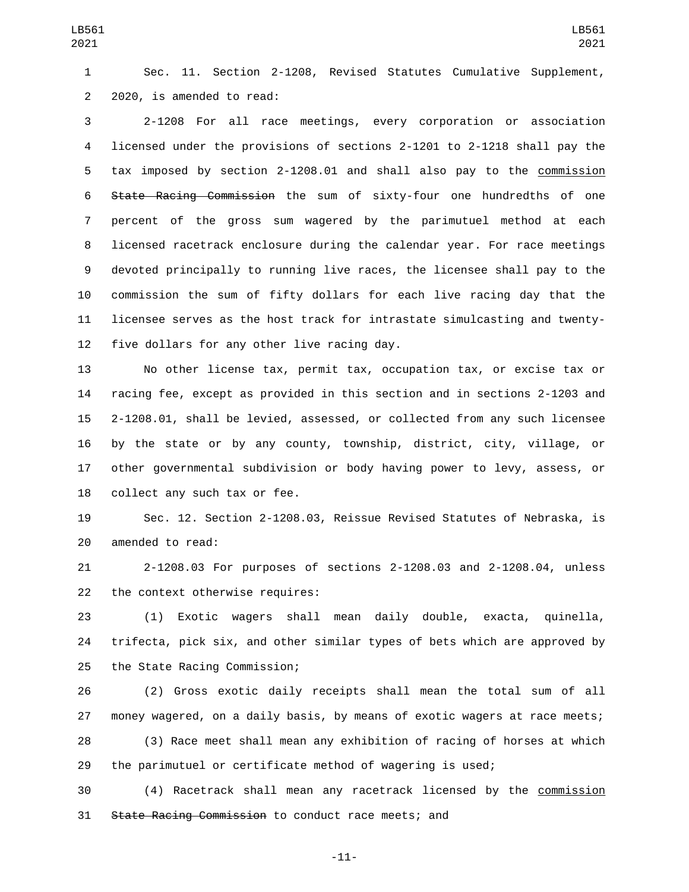Sec. 11. Section 2-1208, Revised Statutes Cumulative Supplement, 2020, is amended to read:

2-1208 For all race meetings, every corporation or association licensed under the provisions of sections 2-1201 to 2-1218 shall pay the tax imposed by section 2-1208.01 and shall also pay to the commission ~~State Racing Commission~~ the sum of sixty-four one hundredths of one percent of the gross sum wagered by the parimutuel method at each licensed racetrack enclosure during the calendar year. For race meetings devoted principally to running live races, the licensee shall pay to the commission the sum of fifty dollars for each live racing day that the licensee serves as the host track for intrastate simulcasting and twenty-five dollars for any other live racing day.

No other license tax, permit tax, occupation tax, or excise tax or racing fee, except as provided in this section and in sections 2-1203 and 2-1208.01, shall be levied, assessed, or collected from any such licensee by the state or by any county, township, district, city, village, or other governmental subdivision or body having power to levy, assess, or collect any such tax or fee.

Sec. 12. Section 2-1208.03, Reissue Revised Statutes of Nebraska, is amended to read:

2-1208.03 For purposes of sections 2-1208.03 and 2-1208.04, unless the context otherwise requires:

(1) Exotic wagers shall mean daily double, exacta, quinella, trifecta, pick six, and other similar types of bets which are approved by the State Racing Commission;

(2) Gross exotic daily receipts shall mean the total sum of all money wagered, on a daily basis, by means of exotic wagers at race meets;

(3) Race meet shall mean any exhibition of racing of horses at which the parimutuel or certificate method of wagering is used;

(4) Racetrack shall mean any racetrack licensed by the commission ~~State Racing Commission~~ to conduct race meets; and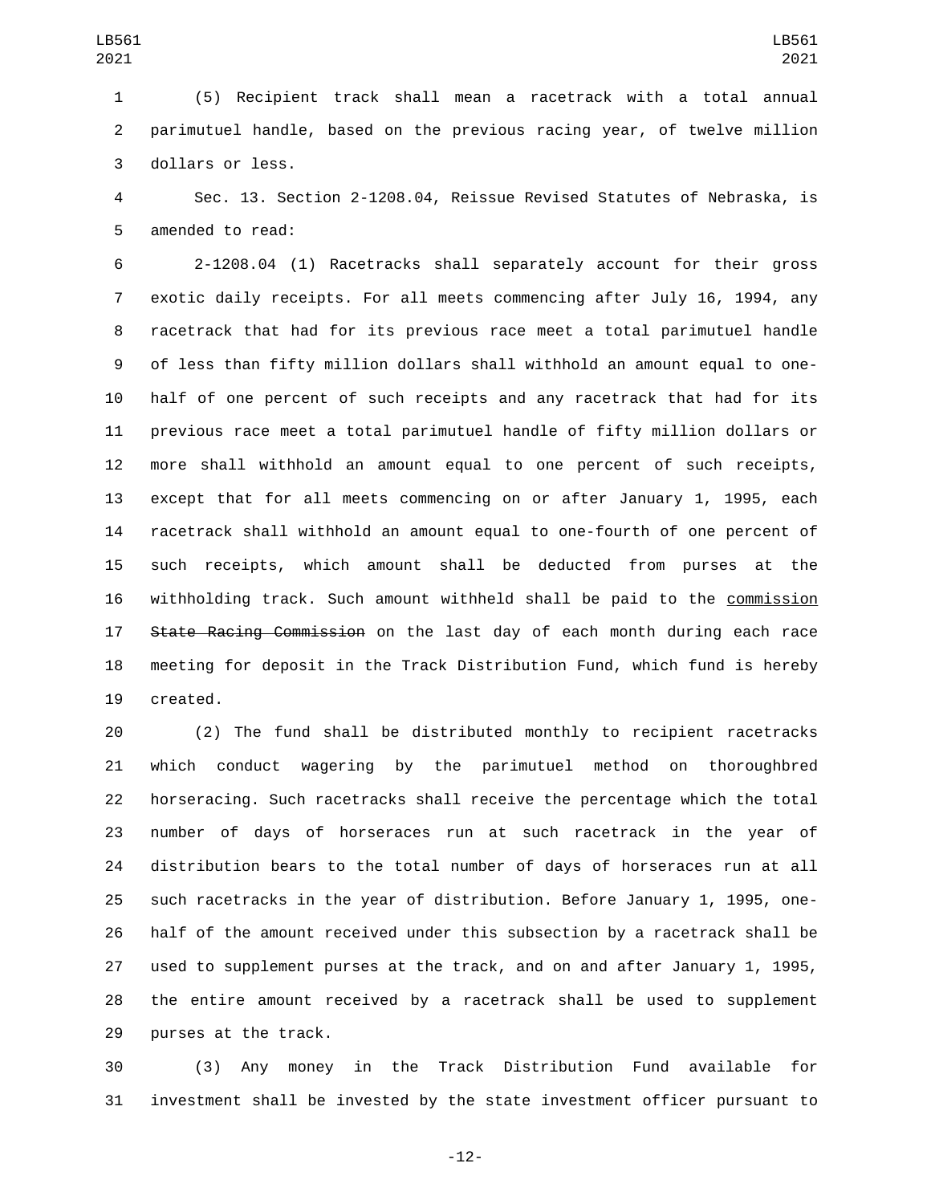(5) Recipient track shall mean a racetrack with a total annual parimutuel handle, based on the previous racing year, of twelve million dollars or less.

Sec. 13. Section 2-1208.04, Reissue Revised Statutes of Nebraska, is amended to read:

2-1208.04 (1) Racetracks shall separately account for their gross exotic daily receipts. For all meets commencing after July 16, 1994, any racetrack that had for its previous race meet a total parimutuel handle of less than fifty million dollars shall withhold an amount equal to one-half of one percent of such receipts and any racetrack that had for its previous race meet a total parimutuel handle of fifty million dollars or more shall withhold an amount equal to one percent of such receipts, except that for all meets commencing on or after January 1, 1995, each racetrack shall withhold an amount equal to one-fourth of one percent of such receipts, which amount shall be deducted from purses at the withholding track. Such amount withheld shall be paid to the <u>commission</u> ~~State Racing Commission~~ on the last day of each month during each race meeting for deposit in the Track Distribution Fund, which fund is hereby created.

(2) The fund shall be distributed monthly to recipient racetracks which conduct wagering by the parimutuel method on thoroughbred horseracing. Such racetracks shall receive the percentage which the total number of days of horseraces run at such racetrack in the year of distribution bears to the total number of days of horseraces run at all such racetracks in the year of distribution. Before January 1, 1995, one-half of the amount received under this subsection by a racetrack shall be used to supplement purses at the track, and on and after January 1, 1995, the entire amount received by a racetrack shall be used to supplement purses at the track.

(3) Any money in the Track Distribution Fund available for investment shall be invested by the state investment officer pursuant to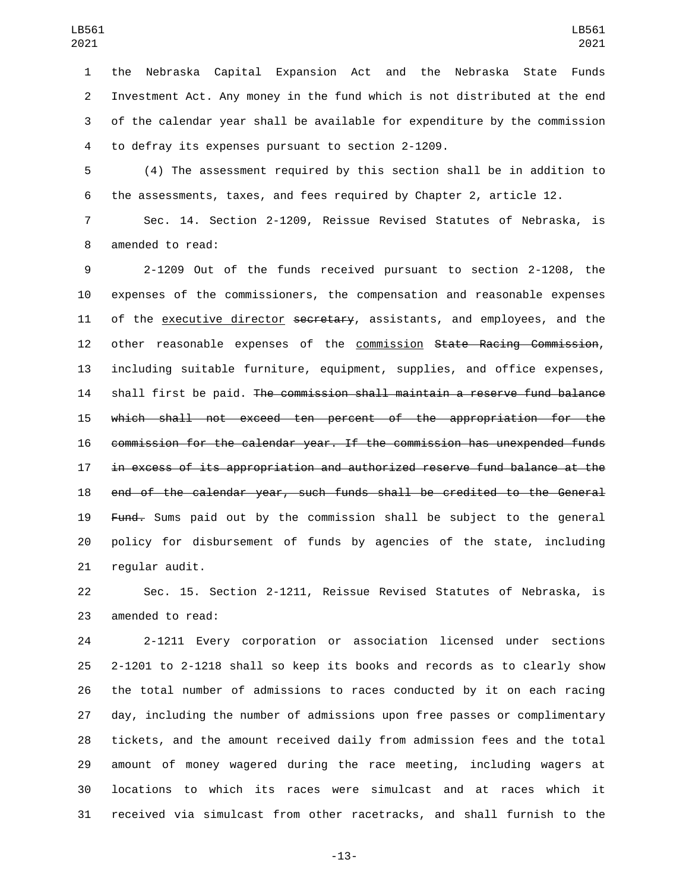the Nebraska Capital Expansion Act and the Nebraska State Funds Investment Act. Any money in the fund which is not distributed at the end of the calendar year shall be available for expenditure by the commission to defray its expenses pursuant to section 2-1209.

(4) The assessment required by this section shall be in addition to the assessments, taxes, and fees required by Chapter 2, article 12.

Sec. 14. Section 2-1209, Reissue Revised Statutes of Nebraska, is amended to read:

2-1209 Out of the funds received pursuant to section 2-1208, the expenses of the commissioners, the compensation and reasonable expenses of the <u>executive director</u> ~~secretary~~, assistants, and employees, and the other reasonable expenses of the <u>commission</u> ~~State Racing Commission~~, including suitable furniture, equipment, supplies, and office expenses, shall first be paid. ~~The commission shall maintain a reserve fund balance which shall not exceed ten percent of the appropriation for the commission for the calendar year. If the commission has unexpended funds in excess of its appropriation and authorized reserve fund balance at the end of the calendar year, such funds shall be credited to the General Fund.~~ Sums paid out by the commission shall be subject to the general policy for disbursement of funds by agencies of the state, including regular audit.

Sec. 15. Section 2-1211, Reissue Revised Statutes of Nebraska, is amended to read:

2-1211 Every corporation or association licensed under sections 2-1201 to 2-1218 shall so keep its books and records as to clearly show the total number of admissions to races conducted by it on each racing day, including the number of admissions upon free passes or complimentary tickets, and the amount received daily from admission fees and the total amount of money wagered during the race meeting, including wagers at locations to which its races were simulcast and at races which it received via simulcast from other racetracks, and shall furnish to the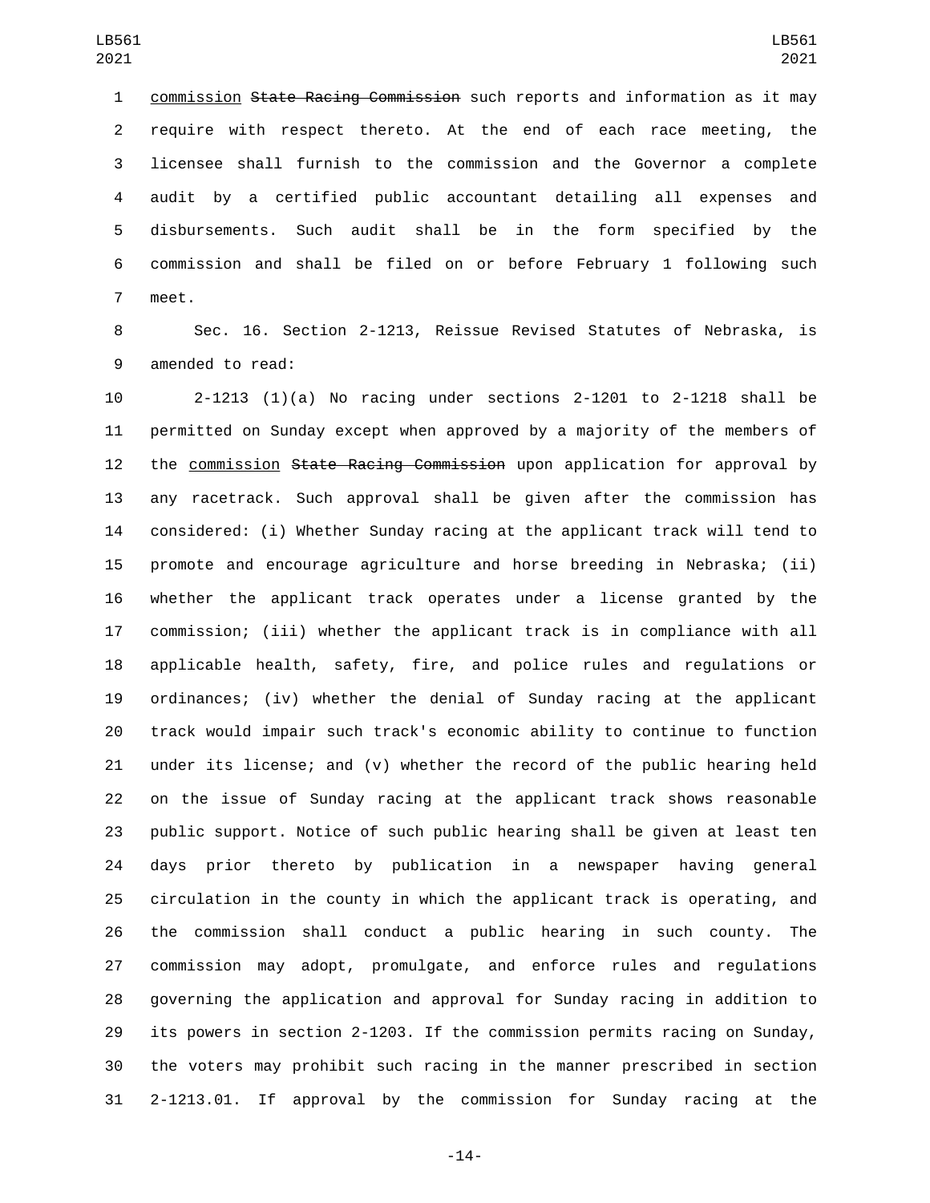commission ~~State Racing Commission~~ such reports and information as it may require with respect thereto. At the end of each race meeting, the licensee shall furnish to the commission and the Governor a complete audit by a certified public accountant detailing all expenses and disbursements. Such audit shall be in the form specified by the commission and shall be filed on or before February 1 following such meet.

Sec. 16. Section 2-1213, Reissue Revised Statutes of Nebraska, is amended to read:

2-1213 (1)(a) No racing under sections 2-1201 to 2-1218 shall be permitted on Sunday except when approved by a majority of the members of the commission ~~State Racing Commission~~ upon application for approval by any racetrack. Such approval shall be given after the commission has considered: (i) Whether Sunday racing at the applicant track will tend to promote and encourage agriculture and horse breeding in Nebraska; (ii) whether the applicant track operates under a license granted by the commission; (iii) whether the applicant track is in compliance with all applicable health, safety, fire, and police rules and regulations or ordinances; (iv) whether the denial of Sunday racing at the applicant track would impair such track's economic ability to continue to function under its license; and (v) whether the record of the public hearing held on the issue of Sunday racing at the applicant track shows reasonable public support. Notice of such public hearing shall be given at least ten days prior thereto by publication in a newspaper having general circulation in the county in which the applicant track is operating, and the commission shall conduct a public hearing in such county. The commission may adopt, promulgate, and enforce rules and regulations governing the application and approval for Sunday racing in addition to its powers in section 2-1203. If the commission permits racing on Sunday, the voters may prohibit such racing in the manner prescribed in section 2-1213.01. If approval by the commission for Sunday racing at the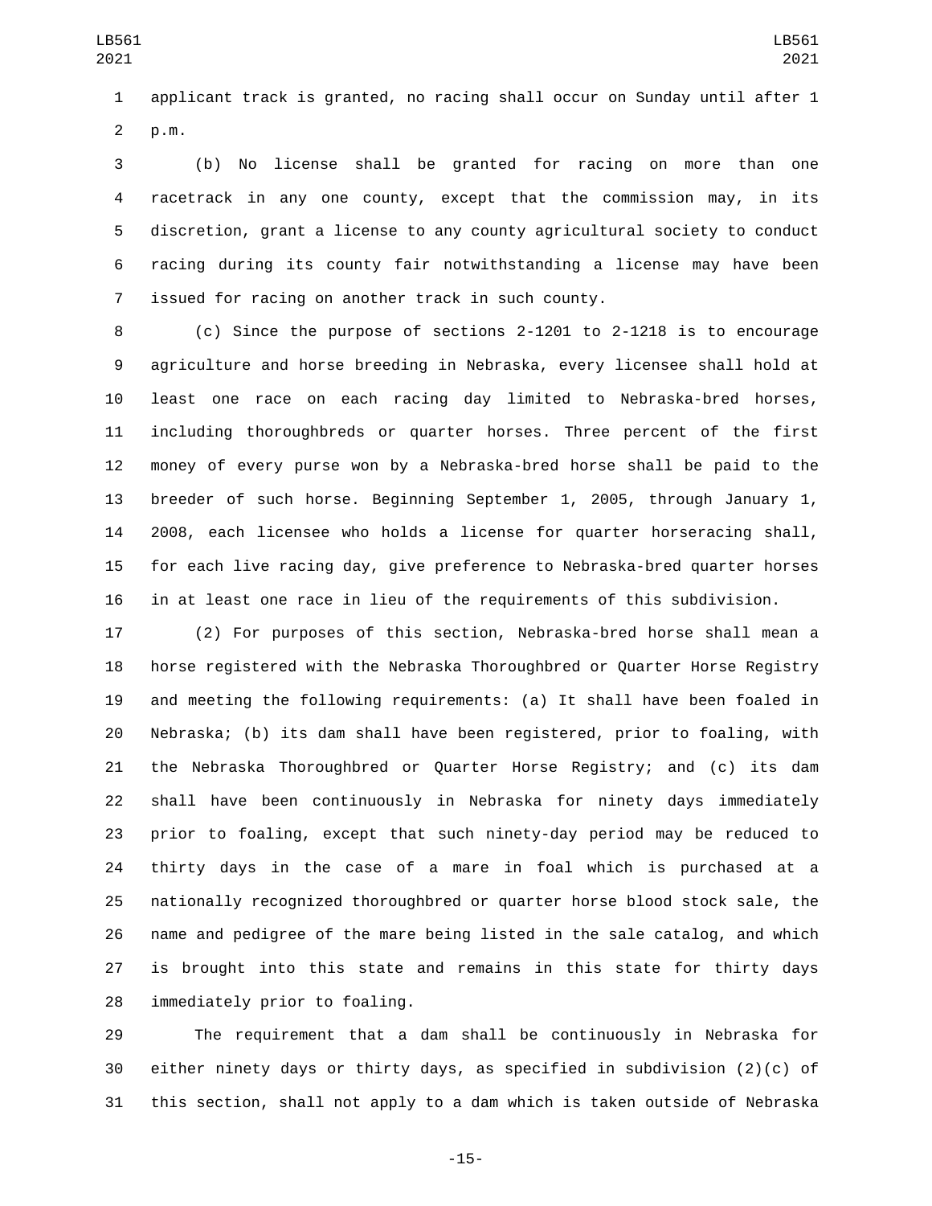applicant track is granted, no racing shall occur on Sunday until after 1 p.m.

(b) No license shall be granted for racing on more than one racetrack in any one county, except that the commission may, in its discretion, grant a license to any county agricultural society to conduct racing during its county fair notwithstanding a license may have been issued for racing on another track in such county.

(c) Since the purpose of sections 2-1201 to 2-1218 is to encourage agriculture and horse breeding in Nebraska, every licensee shall hold at least one race on each racing day limited to Nebraska-bred horses, including thoroughbreds or quarter horses. Three percent of the first money of every purse won by a Nebraska-bred horse shall be paid to the breeder of such horse. Beginning September 1, 2005, through January 1, 2008, each licensee who holds a license for quarter horseracing shall, for each live racing day, give preference to Nebraska-bred quarter horses in at least one race in lieu of the requirements of this subdivision.

(2) For purposes of this section, Nebraska-bred horse shall mean a horse registered with the Nebraska Thoroughbred or Quarter Horse Registry and meeting the following requirements: (a) It shall have been foaled in Nebraska; (b) its dam shall have been registered, prior to foaling, with the Nebraska Thoroughbred or Quarter Horse Registry; and (c) its dam shall have been continuously in Nebraska for ninety days immediately prior to foaling, except that such ninety-day period may be reduced to thirty days in the case of a mare in foal which is purchased at a nationally recognized thoroughbred or quarter horse blood stock sale, the name and pedigree of the mare being listed in the sale catalog, and which is brought into this state and remains in this state for thirty days immediately prior to foaling.

The requirement that a dam shall be continuously in Nebraska for either ninety days or thirty days, as specified in subdivision (2)(c) of this section, shall not apply to a dam which is taken outside of Nebraska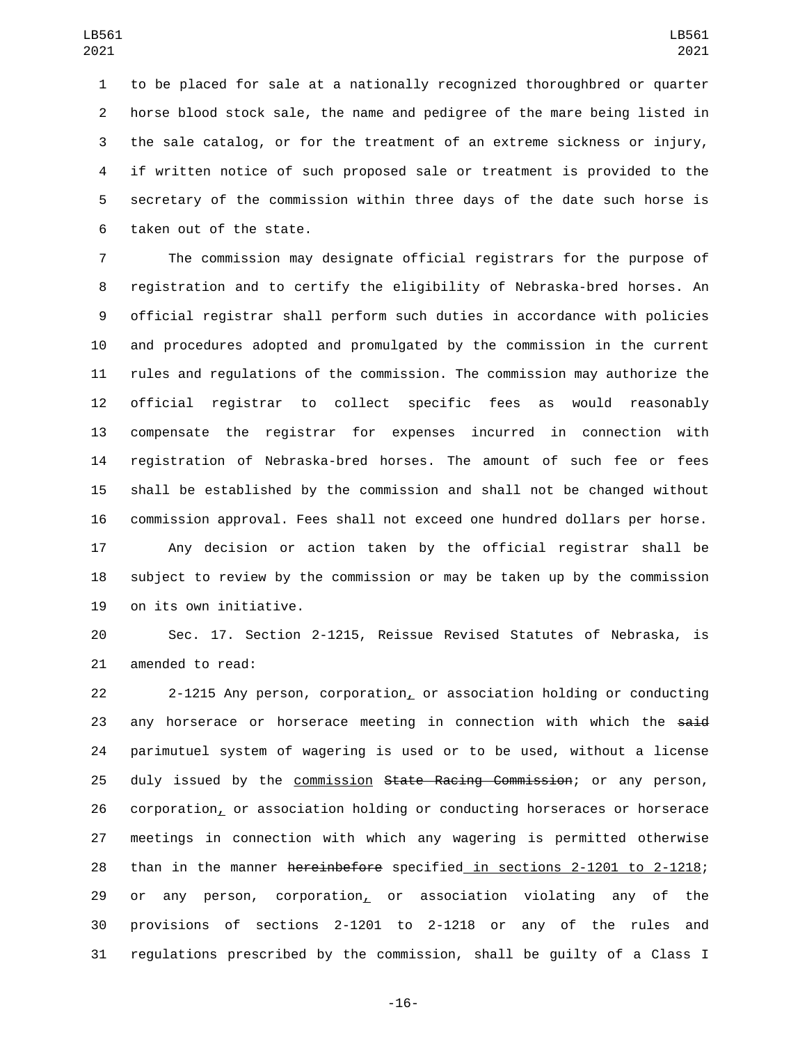to be placed for sale at a nationally recognized thoroughbred or quarter horse blood stock sale, the name and pedigree of the mare being listed in the sale catalog, or for the treatment of an extreme sickness or injury, if written notice of such proposed sale or treatment is provided to the secretary of the commission within three days of the date such horse is taken out of the state.

The commission may designate official registrars for the purpose of registration and to certify the eligibility of Nebraska-bred horses. An official registrar shall perform such duties in accordance with policies and procedures adopted and promulgated by the commission in the current rules and regulations of the commission. The commission may authorize the official registrar to collect specific fees as would reasonably compensate the registrar for expenses incurred in connection with registration of Nebraska-bred horses. The amount of such fee or fees shall be established by the commission and shall not be changed without commission approval. Fees shall not exceed one hundred dollars per horse.

Any decision or action taken by the official registrar shall be subject to review by the commission or may be taken up by the commission on its own initiative.

Sec. 17. Section 2-1215, Reissue Revised Statutes of Nebraska, is amended to read:

2-1215 Any person, corporation, or association holding or conducting any horserace or horserace meeting in connection with which the ~~said~~ parimutuel system of wagering is used or to be used, without a license duly issued by the commission ~~State Racing Commission~~; or any person, corporation, or association holding or conducting horseraces or horserace meetings in connection with which any wagering is permitted otherwise than in the manner ~~hereinbefore~~ specified in sections 2-1201 to 2-1218; or any person, corporation, or association violating any of the provisions of sections 2-1201 to 2-1218 or any of the rules and regulations prescribed by the commission, shall be guilty of a Class I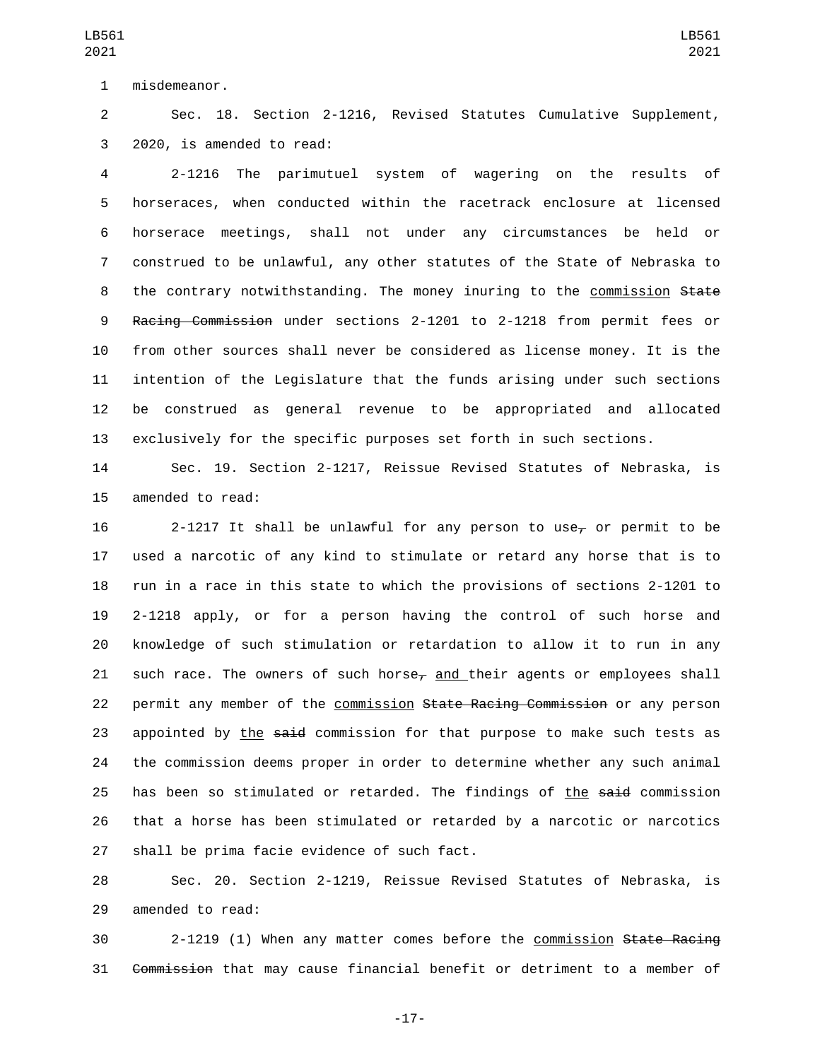misdemeanor.

Sec. 18. Section 2-1216, Revised Statutes Cumulative Supplement, 2020, is amended to read:

2-1216 The parimutuel system of wagering on the results of horseraces, when conducted within the racetrack enclosure at licensed horserace meetings, shall not under any circumstances be held or construed to be unlawful, any other statutes of the State of Nebraska to the contrary notwithstanding. The money inuring to the commission ~~State Racing Commission~~ under sections 2-1201 to 2-1218 from permit fees or from other sources shall never be considered as license money. It is the intention of the Legislature that the funds arising under such sections be construed as general revenue to be appropriated and allocated exclusively for the specific purposes set forth in such sections.

Sec. 19. Section 2-1217, Reissue Revised Statutes of Nebraska, is amended to read:

2-1217 It shall be unlawful for any person to use~~,~~ or permit to be used a narcotic of any kind to stimulate or retard any horse that is to run in a race in this state to which the provisions of sections 2-1201 to 2-1218 apply, or for a person having the control of such horse and knowledge of such stimulation or retardation to allow it to run in any such race. The owners of such horse~~,~~ and their agents or employees shall permit any member of the commission ~~State Racing Commission~~ or any person appointed by the ~~said~~ commission for that purpose to make such tests as the commission deems proper in order to determine whether any such animal has been so stimulated or retarded. The findings of the ~~said~~ commission that a horse has been stimulated or retarded by a narcotic or narcotics shall be prima facie evidence of such fact.

Sec. 20. Section 2-1219, Reissue Revised Statutes of Nebraska, is amended to read:

2-1219 (1) When any matter comes before the commission ~~State Racing Commission~~ that may cause financial benefit or detriment to a member of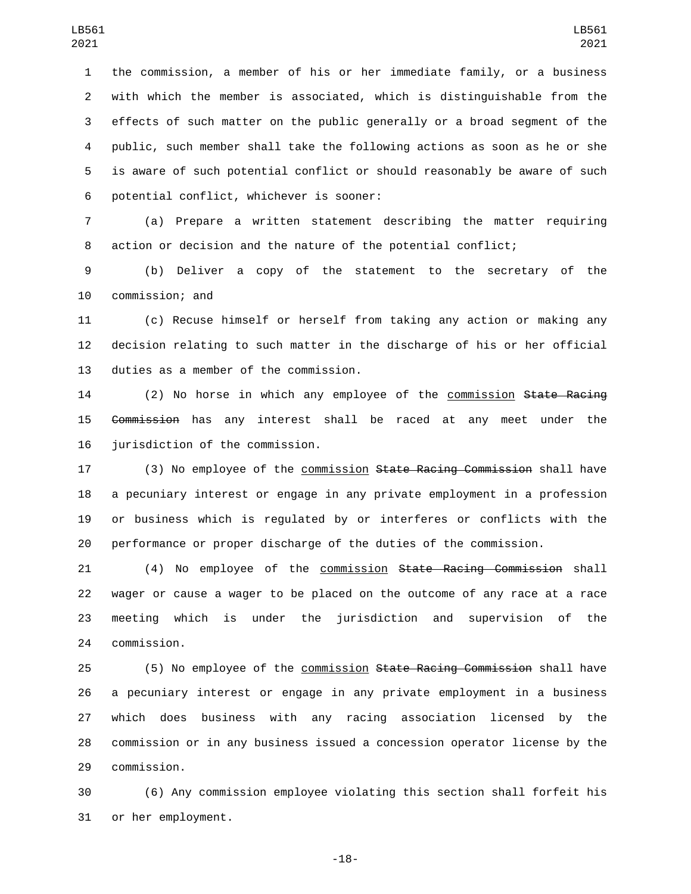the commission, a member of his or her immediate family, or a business with which the member is associated, which is distinguishable from the effects of such matter on the public generally or a broad segment of the public, such member shall take the following actions as soon as he or she is aware of such potential conflict or should reasonably be aware of such potential conflict, whichever is sooner:

(a) Prepare a written statement describing the matter requiring action or decision and the nature of the potential conflict;

(b) Deliver a copy of the statement to the secretary of the commission; and

(c) Recuse himself or herself from taking any action or making any decision relating to such matter in the discharge of his or her official duties as a member of the commission.

(2) No horse in which any employee of the commission ~~State Racing Commission~~ has any interest shall be raced at any meet under the jurisdiction of the commission.

(3) No employee of the commission ~~State Racing Commission~~ shall have a pecuniary interest or engage in any private employment in a profession or business which is regulated by or interferes or conflicts with the performance or proper discharge of the duties of the commission.

(4) No employee of the commission ~~State Racing Commission~~ shall wager or cause a wager to be placed on the outcome of any race at a race meeting which is under the jurisdiction and supervision of the commission.

(5) No employee of the commission ~~State Racing Commission~~ shall have a pecuniary interest or engage in any private employment in a business which does business with any racing association licensed by the commission or in any business issued a concession operator license by the commission.

(6) Any commission employee violating this section shall forfeit his or her employment.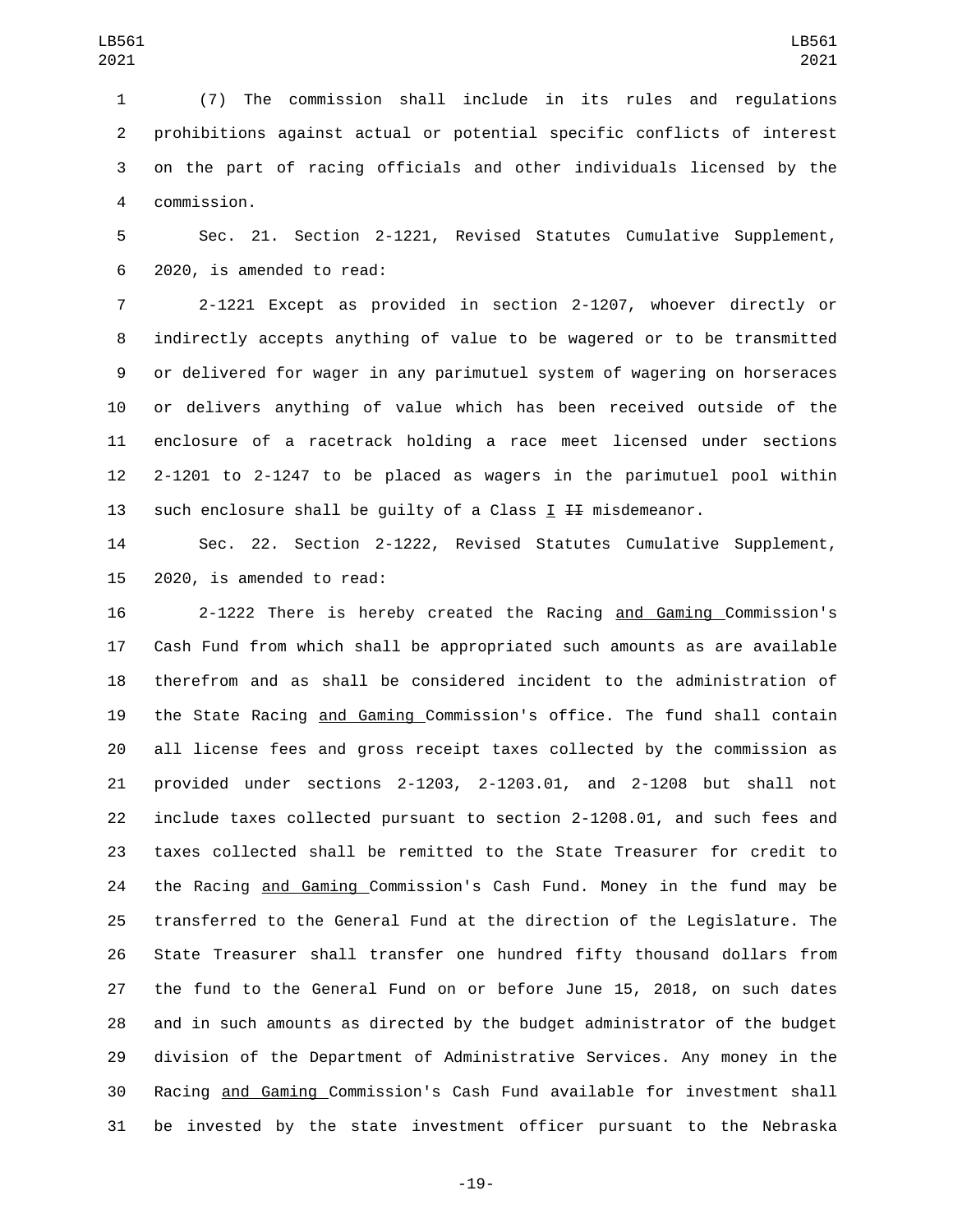(7) The commission shall include in its rules and regulations prohibitions against actual or potential specific conflicts of interest on the part of racing officials and other individuals licensed by the commission.

Sec. 21. Section 2-1221, Revised Statutes Cumulative Supplement, 2020, is amended to read:

2-1221 Except as provided in section 2-1207, whoever directly or indirectly accepts anything of value to be wagered or to be transmitted or delivered for wager in any parimutuel system of wagering on horseraces or delivers anything of value which has been received outside of the enclosure of a racetrack holding a race meet licensed under sections 2-1201 to 2-1247 to be placed as wagers in the parimutuel pool within such enclosure shall be guilty of a Class I ~~II~~ misdemeanor.

Sec. 22. Section 2-1222, Revised Statutes Cumulative Supplement, 2020, is amended to read:

2-1222 There is hereby created the Racing and Gaming Commission's Cash Fund from which shall be appropriated such amounts as are available therefrom and as shall be considered incident to the administration of the State Racing and Gaming Commission's office. The fund shall contain all license fees and gross receipt taxes collected by the commission as provided under sections 2-1203, 2-1203.01, and 2-1208 but shall not include taxes collected pursuant to section 2-1208.01, and such fees and taxes collected shall be remitted to the State Treasurer for credit to the Racing and Gaming Commission's Cash Fund. Money in the fund may be transferred to the General Fund at the direction of the Legislature. The State Treasurer shall transfer one hundred fifty thousand dollars from the fund to the General Fund on or before June 15, 2018, on such dates and in such amounts as directed by the budget administrator of the budget division of the Department of Administrative Services. Any money in the Racing and Gaming Commission's Cash Fund available for investment shall be invested by the state investment officer pursuant to the Nebraska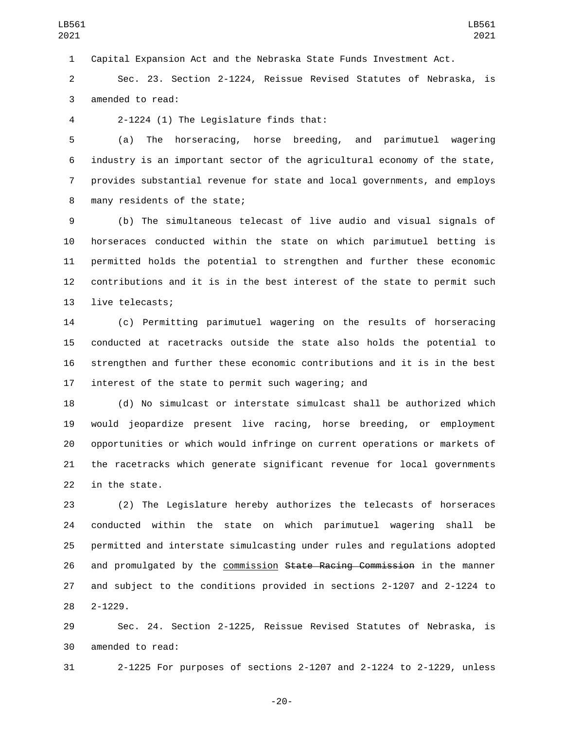Capital Expansion Act and the Nebraska State Funds Investment Act.

Sec. 23. Section 2-1224, Reissue Revised Statutes of Nebraska, is amended to read:

2-1224 (1) The Legislature finds that:

(a) The horseracing, horse breeding, and parimutuel wagering industry is an important sector of the agricultural economy of the state, provides substantial revenue for state and local governments, and employs many residents of the state;

(b) The simultaneous telecast of live audio and visual signals of horseraces conducted within the state on which parimutuel betting is permitted holds the potential to strengthen and further these economic contributions and it is in the best interest of the state to permit such live telecasts;

(c) Permitting parimutuel wagering on the results of horseracing conducted at racetracks outside the state also holds the potential to strengthen and further these economic contributions and it is in the best interest of the state to permit such wagering; and

(d) No simulcast or interstate simulcast shall be authorized which would jeopardize present live racing, horse breeding, or employment opportunities or which would infringe on current operations or markets of the racetracks which generate significant revenue for local governments in the state.

(2) The Legislature hereby authorizes the telecasts of horseraces conducted within the state on which parimutuel wagering shall be permitted and interstate simulcasting under rules and regulations adopted and promulgated by the <u>commission</u> ~~State Racing Commission~~ in the manner and subject to the conditions provided in sections 2-1207 and 2-1224 to 2-1229.

Sec. 24. Section 2-1225, Reissue Revised Statutes of Nebraska, is amended to read:

2-1225 For purposes of sections 2-1207 and 2-1224 to 2-1229, unless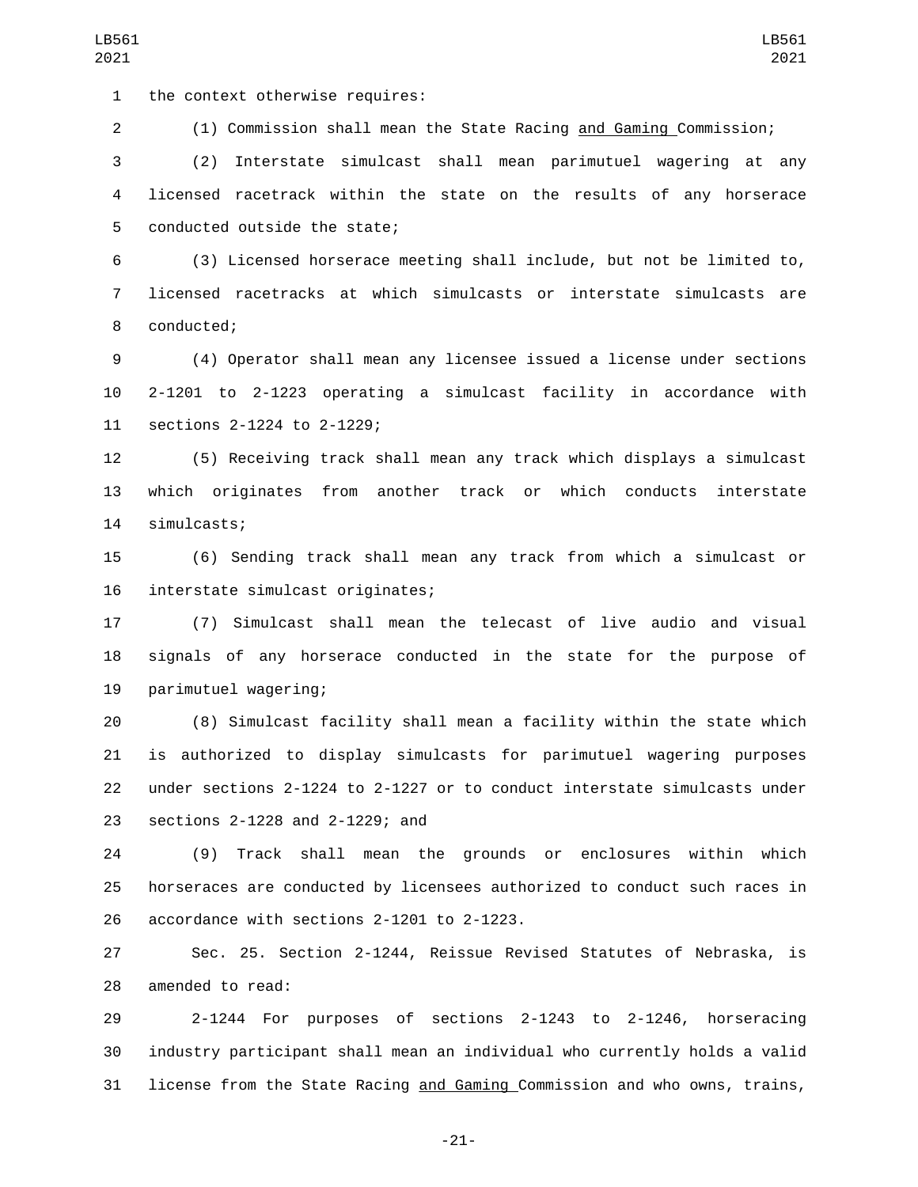the context otherwise requires:

(1) Commission shall mean the State Racing <u>and Gaming </u>Commission;

(2) Interstate simulcast shall mean parimutuel wagering at any licensed racetrack within the state on the results of any horserace conducted outside the state;

(3) Licensed horserace meeting shall include, but not be limited to, licensed racetracks at which simulcasts or interstate simulcasts are conducted;

(4) Operator shall mean any licensee issued a license under sections 2-1201 to 2-1223 operating a simulcast facility in accordance with sections 2-1224 to 2-1229;

(5) Receiving track shall mean any track which displays a simulcast which originates from another track or which conducts interstate simulcasts;

(6) Sending track shall mean any track from which a simulcast or interstate simulcast originates;

(7) Simulcast shall mean the telecast of live audio and visual signals of any horserace conducted in the state for the purpose of parimutuel wagering;

(8) Simulcast facility shall mean a facility within the state which is authorized to display simulcasts for parimutuel wagering purposes under sections 2-1224 to 2-1227 or to conduct interstate simulcasts under sections 2-1228 and 2-1229; and

(9) Track shall mean the grounds or enclosures within which horseraces are conducted by licensees authorized to conduct such races in accordance with sections 2-1201 to 2-1223.

Sec. 25. Section 2-1244, Reissue Revised Statutes of Nebraska, is amended to read:

2-1244 For purposes of sections 2-1243 to 2-1246, horseracing industry participant shall mean an individual who currently holds a valid license from the State Racing <u>and Gaming </u>Commission and who owns, trains,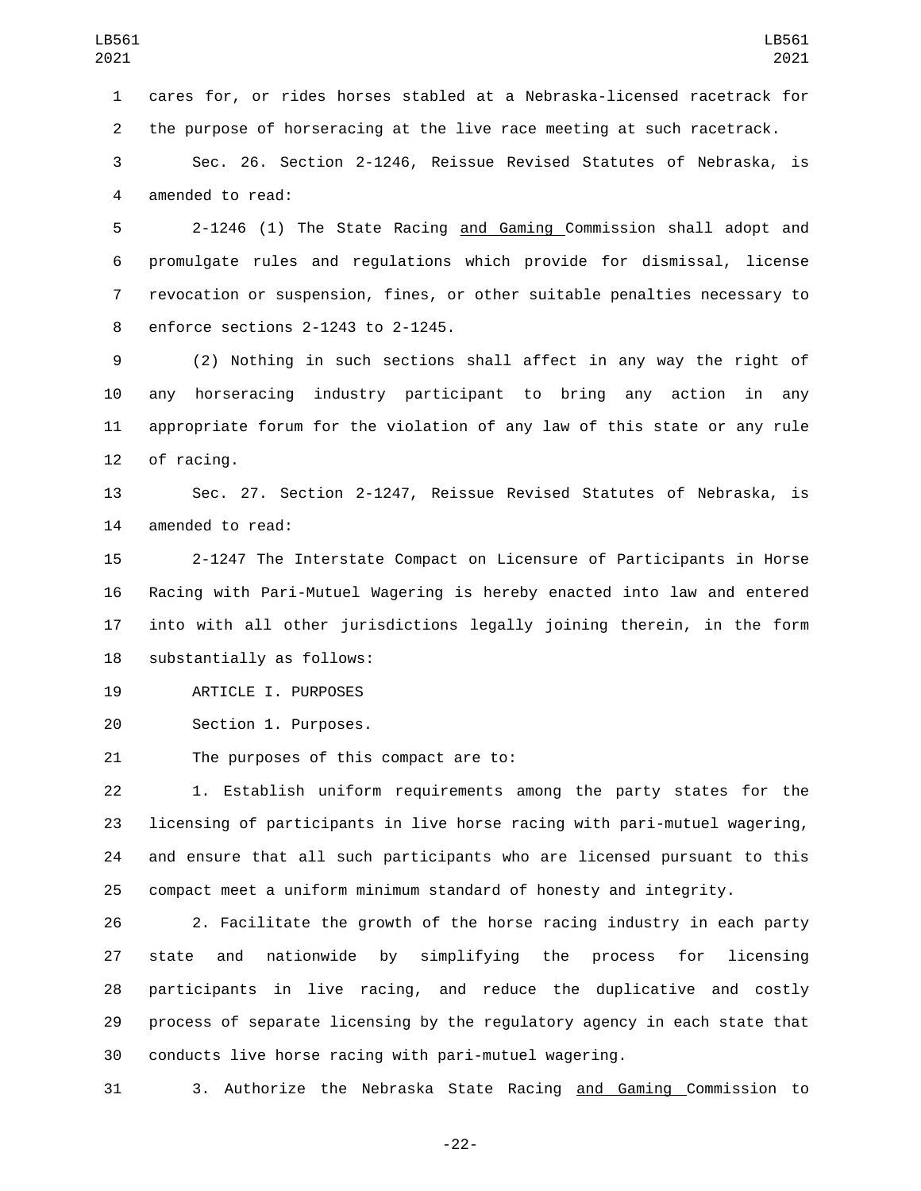cares for, or rides horses stabled at a Nebraska-licensed racetrack for the purpose of horseracing at the live race meeting at such racetrack.

Sec. 26. Section 2-1246, Reissue Revised Statutes of Nebraska, is amended to read:

2-1246 (1) The State Racing and Gaming Commission shall adopt and promulgate rules and regulations which provide for dismissal, license revocation or suspension, fines, or other suitable penalties necessary to enforce sections 2-1243 to 2-1245.

(2) Nothing in such sections shall affect in any way the right of any horseracing industry participant to bring any action in any appropriate forum for the violation of any law of this state or any rule of racing.

Sec. 27. Section 2-1247, Reissue Revised Statutes of Nebraska, is amended to read:

2-1247 The Interstate Compact on Licensure of Participants in Horse Racing with Pari-Mutuel Wagering is hereby enacted into law and entered into with all other jurisdictions legally joining therein, in the form substantially as follows:

ARTICLE I. PURPOSES

Section 1. Purposes.

The purposes of this compact are to:

1. Establish uniform requirements among the party states for the licensing of participants in live horse racing with pari-mutuel wagering, and ensure that all such participants who are licensed pursuant to this compact meet a uniform minimum standard of honesty and integrity.

2. Facilitate the growth of the horse racing industry in each party state and nationwide by simplifying the process for licensing participants in live racing, and reduce the duplicative and costly process of separate licensing by the regulatory agency in each state that conducts live horse racing with pari-mutuel wagering.

3. Authorize the Nebraska State Racing and Gaming Commission to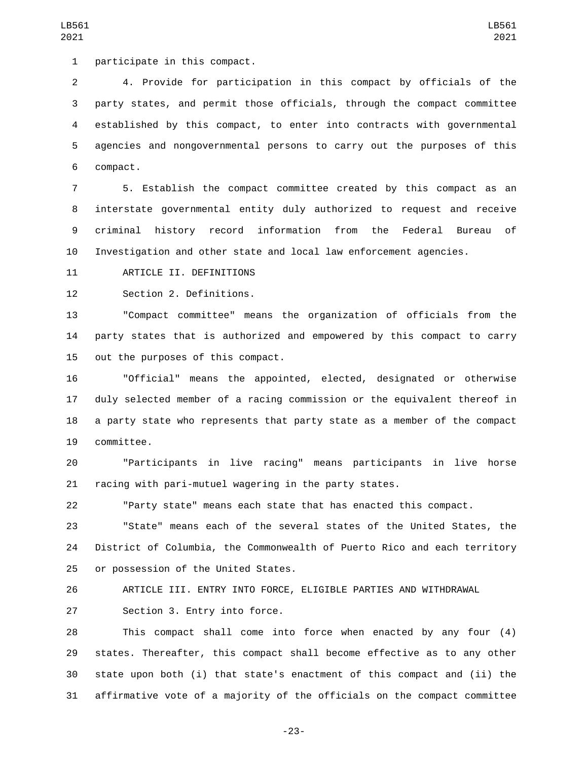participate in this compact.

4. Provide for participation in this compact by officials of the party states, and permit those officials, through the compact committee established by this compact, to enter into contracts with governmental agencies and nongovernmental persons to carry out the purposes of this compact.

5. Establish the compact committee created by this compact as an interstate governmental entity duly authorized to request and receive criminal history record information from the Federal Bureau of Investigation and other state and local law enforcement agencies.

ARTICLE II. DEFINITIONS

Section 2. Definitions.

"Compact committee" means the organization of officials from the party states that is authorized and empowered by this compact to carry out the purposes of this compact.

"Official" means the appointed, elected, designated or otherwise duly selected member of a racing commission or the equivalent thereof in a party state who represents that party state as a member of the compact committee.

"Participants in live racing" means participants in live horse racing with pari-mutuel wagering in the party states.

"Party state" means each state that has enacted this compact.

"State" means each of the several states of the United States, the District of Columbia, the Commonwealth of Puerto Rico and each territory or possession of the United States.

ARTICLE III. ENTRY INTO FORCE, ELIGIBLE PARTIES AND WITHDRAWAL

Section 3. Entry into force.

This compact shall come into force when enacted by any four (4) states. Thereafter, this compact shall become effective as to any other state upon both (i) that state's enactment of this compact and (ii) the affirmative vote of a majority of the officials on the compact committee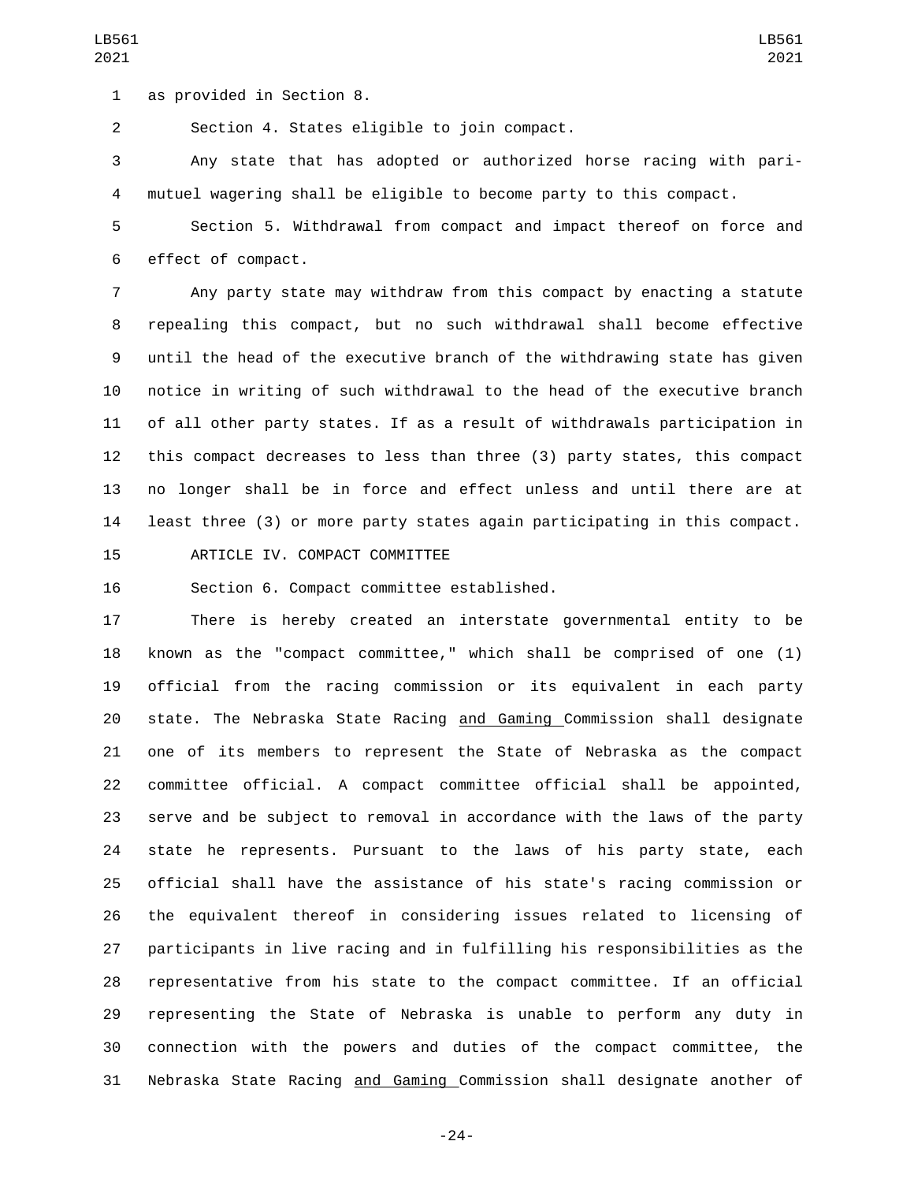as provided in Section 8.

Section 4. States eligible to join compact.

Any state that has adopted or authorized horse racing with pari-mutuel wagering shall be eligible to become party to this compact.

Section 5. Withdrawal from compact and impact thereof on force and effect of compact.

Any party state may withdraw from this compact by enacting a statute repealing this compact, but no such withdrawal shall become effective until the head of the executive branch of the withdrawing state has given notice in writing of such withdrawal to the head of the executive branch of all other party states. If as a result of withdrawals participation in this compact decreases to less than three (3) party states, this compact no longer shall be in force and effect unless and until there are at least three (3) or more party states again participating in this compact.

ARTICLE IV. COMPACT COMMITTEE

Section 6. Compact committee established.

There is hereby created an interstate governmental entity to be known as the "compact committee," which shall be comprised of one (1) official from the racing commission or its equivalent in each party state. The Nebraska State Racing and Gaming Commission shall designate one of its members to represent the State of Nebraska as the compact committee official. A compact committee official shall be appointed, serve and be subject to removal in accordance with the laws of the party state he represents. Pursuant to the laws of his party state, each official shall have the assistance of his state's racing commission or the equivalent thereof in considering issues related to licensing of participants in live racing and in fulfilling his responsibilities as the representative from his state to the compact committee. If an official representing the State of Nebraska is unable to perform any duty in connection with the powers and duties of the compact committee, the Nebraska State Racing and Gaming Commission shall designate another of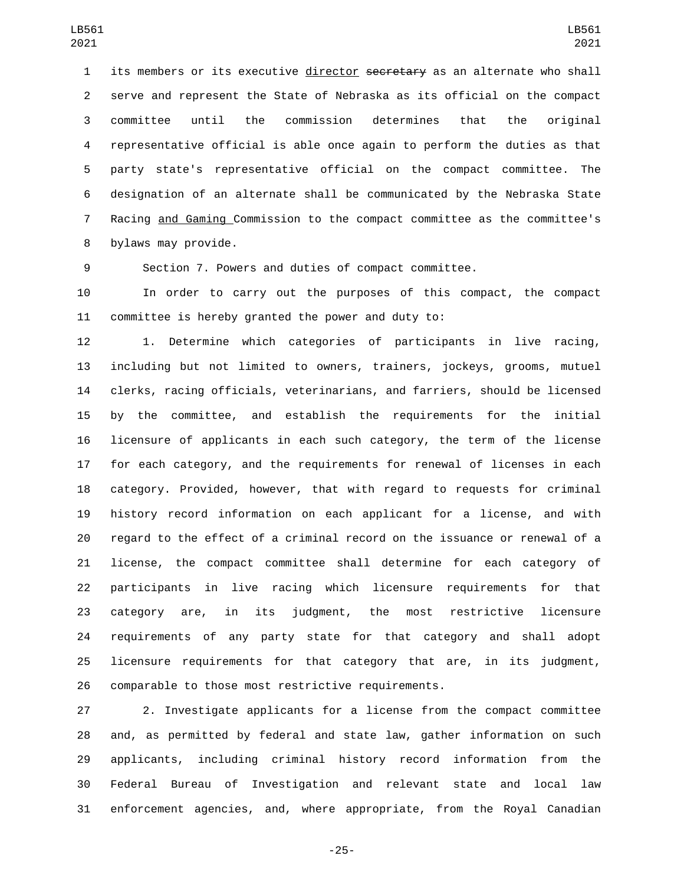its members or its executive director ~~secretary~~ as an alternate who shall serve and represent the State of Nebraska as its official on the compact committee until the commission determines that the original representative official is able once again to perform the duties as that party state's representative official on the compact committee. The designation of an alternate shall be communicated by the Nebraska State Racing and Gaming Commission to the compact committee as the committee's bylaws may provide.

Section 7. Powers and duties of compact committee.

In order to carry out the purposes of this compact, the compact committee is hereby granted the power and duty to:

1. Determine which categories of participants in live racing, including but not limited to owners, trainers, jockeys, grooms, mutuel clerks, racing officials, veterinarians, and farriers, should be licensed by the committee, and establish the requirements for the initial licensure of applicants in each such category, the term of the license for each category, and the requirements for renewal of licenses in each category. Provided, however, that with regard to requests for criminal history record information on each applicant for a license, and with regard to the effect of a criminal record on the issuance or renewal of a license, the compact committee shall determine for each category of participants in live racing which licensure requirements for that category are, in its judgment, the most restrictive licensure requirements of any party state for that category and shall adopt licensure requirements for that category that are, in its judgment, comparable to those most restrictive requirements.

2. Investigate applicants for a license from the compact committee and, as permitted by federal and state law, gather information on such applicants, including criminal history record information from the Federal Bureau of Investigation and relevant state and local law enforcement agencies, and, where appropriate, from the Royal Canadian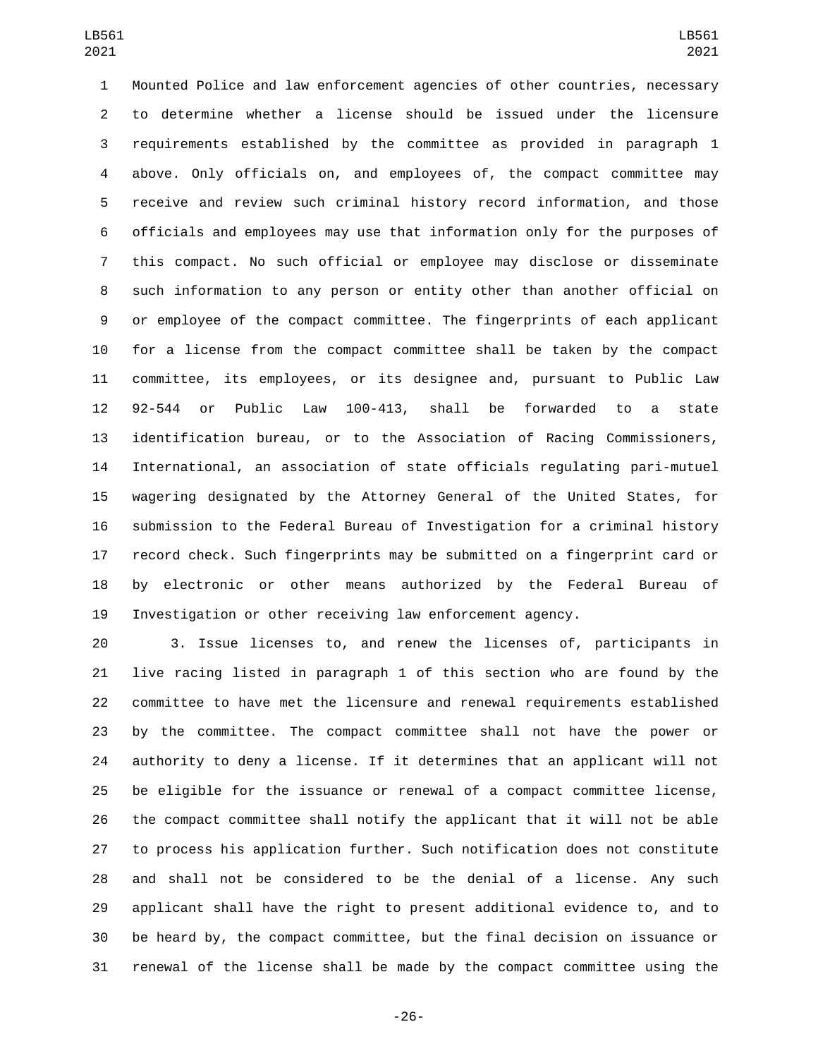Mounted Police and law enforcement agencies of other countries, necessary to determine whether a license should be issued under the licensure requirements established by the committee as provided in paragraph 1 above. Only officials on, and employees of, the compact committee may receive and review such criminal history record information, and those officials and employees may use that information only for the purposes of this compact. No such official or employee may disclose or disseminate such information to any person or entity other than another official on or employee of the compact committee. The fingerprints of each applicant for a license from the compact committee shall be taken by the compact committee, its employees, or its designee and, pursuant to Public Law 92-544 or Public Law 100-413, shall be forwarded to a state identification bureau, or to the Association of Racing Commissioners, International, an association of state officials regulating pari-mutuel wagering designated by the Attorney General of the United States, for submission to the Federal Bureau of Investigation for a criminal history record check. Such fingerprints may be submitted on a fingerprint card or by electronic or other means authorized by the Federal Bureau of Investigation or other receiving law enforcement agency.

3. Issue licenses to, and renew the licenses of, participants in live racing listed in paragraph 1 of this section who are found by the committee to have met the licensure and renewal requirements established by the committee. The compact committee shall not have the power or authority to deny a license. If it determines that an applicant will not be eligible for the issuance or renewal of a compact committee license, the compact committee shall notify the applicant that it will not be able to process his application further. Such notification does not constitute and shall not be considered to be the denial of a license. Any such applicant shall have the right to present additional evidence to, and to be heard by, the compact committee, but the final decision on issuance or renewal of the license shall be made by the compact committee using the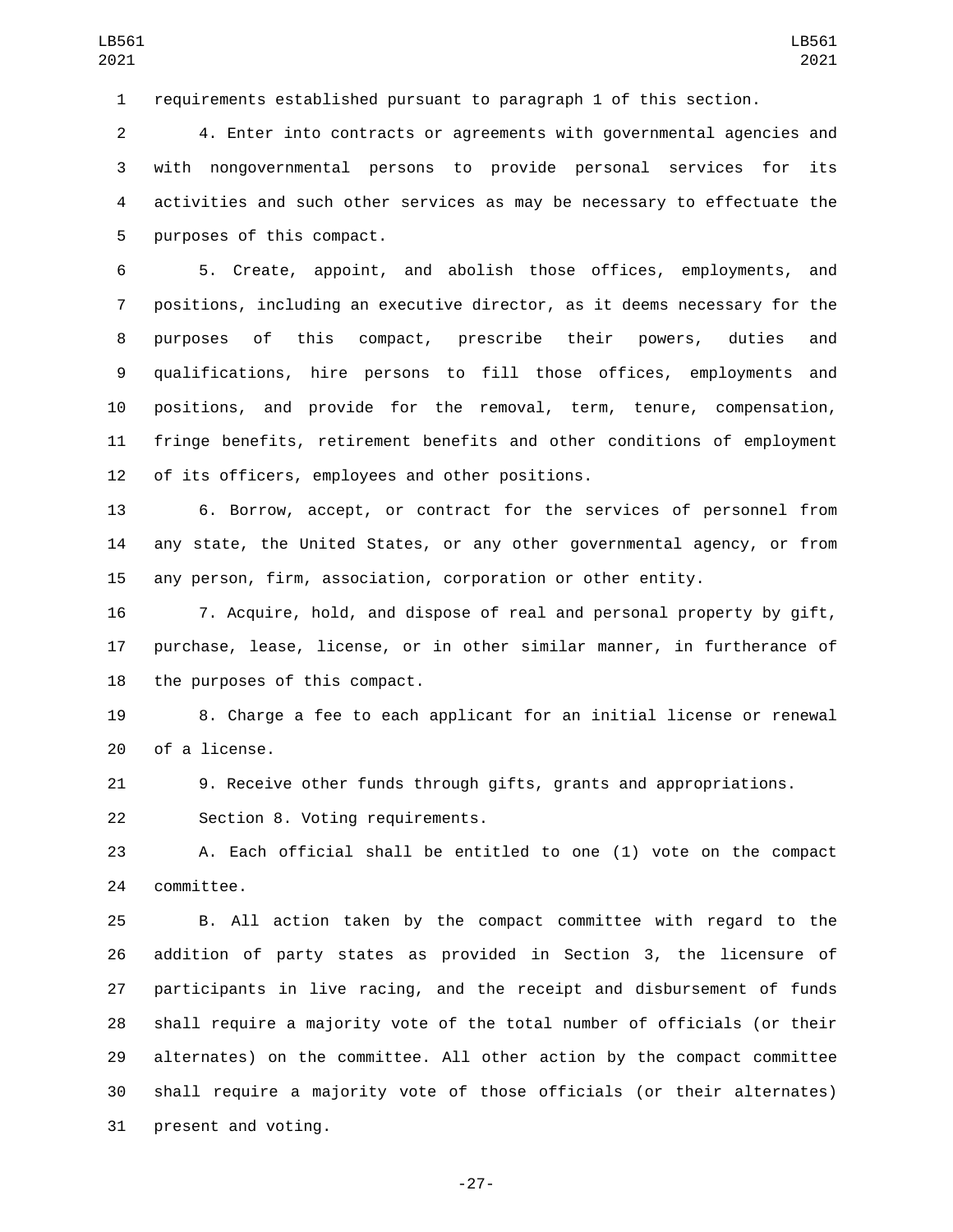requirements established pursuant to paragraph 1 of this section.

4. Enter into contracts or agreements with governmental agencies and with nongovernmental persons to provide personal services for its activities and such other services as may be necessary to effectuate the purposes of this compact.

5. Create, appoint, and abolish those offices, employments, and positions, including an executive director, as it deems necessary for the purposes of this compact, prescribe their powers, duties and qualifications, hire persons to fill those offices, employments and positions, and provide for the removal, term, tenure, compensation, fringe benefits, retirement benefits and other conditions of employment of its officers, employees and other positions.

6. Borrow, accept, or contract for the services of personnel from any state, the United States, or any other governmental agency, or from any person, firm, association, corporation or other entity.

7. Acquire, hold, and dispose of real and personal property by gift, purchase, lease, license, or in other similar manner, in furtherance of the purposes of this compact.

8. Charge a fee to each applicant for an initial license or renewal of a license.

9. Receive other funds through gifts, grants and appropriations.

Section 8. Voting requirements.

A. Each official shall be entitled to one (1) vote on the compact committee.

B. All action taken by the compact committee with regard to the addition of party states as provided in Section 3, the licensure of participants in live racing, and the receipt and disbursement of funds shall require a majority vote of the total number of officials (or their alternates) on the committee. All other action by the compact committee shall require a majority vote of those officials (or their alternates) present and voting.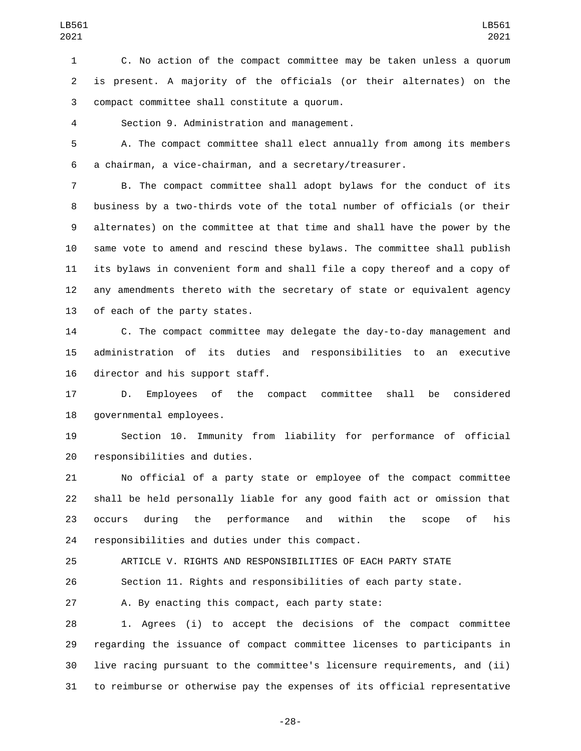C. No action of the compact committee may be taken unless a quorum is present. A majority of the officials (or their alternates) on the compact committee shall constitute a quorum.

Section 9. Administration and management.

A. The compact committee shall elect annually from among its members a chairman, a vice-chairman, and a secretary/treasurer.

B. The compact committee shall adopt bylaws for the conduct of its business by a two-thirds vote of the total number of officials (or their alternates) on the committee at that time and shall have the power by the same vote to amend and rescind these bylaws. The committee shall publish its bylaws in convenient form and shall file a copy thereof and a copy of any amendments thereto with the secretary of state or equivalent agency of each of the party states.

C. The compact committee may delegate the day-to-day management and administration of its duties and responsibilities to an executive director and his support staff.

D. Employees of the compact committee shall be considered governmental employees.

Section 10. Immunity from liability for performance of official responsibilities and duties.

No official of a party state or employee of the compact committee shall be held personally liable for any good faith act or omission that occurs during the performance and within the scope of his responsibilities and duties under this compact.

ARTICLE V. RIGHTS AND RESPONSIBILITIES OF EACH PARTY STATE

Section 11. Rights and responsibilities of each party state.

A. By enacting this compact, each party state:

1. Agrees (i) to accept the decisions of the compact committee regarding the issuance of compact committee licenses to participants in live racing pursuant to the committee's licensure requirements, and (ii) to reimburse or otherwise pay the expenses of its official representative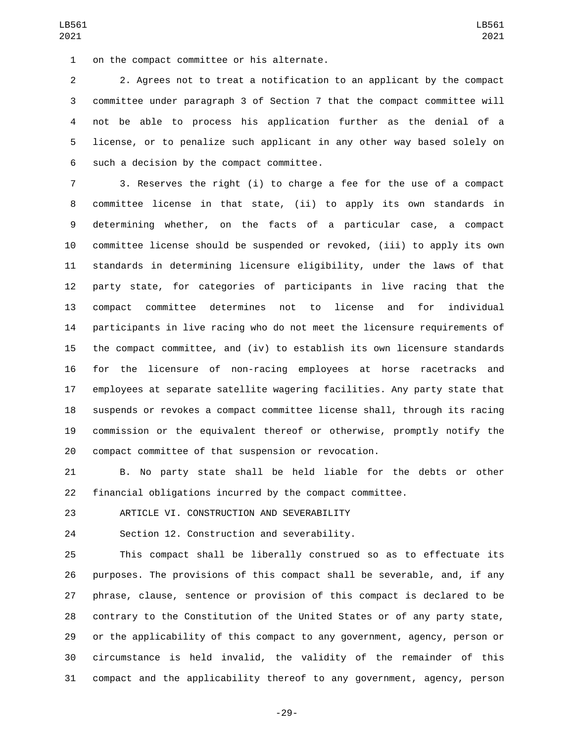on the compact committee or his alternate.

2. Agrees not to treat a notification to an applicant by the compact committee under paragraph 3 of Section 7 that the compact committee will not be able to process his application further as the denial of a license, or to penalize such applicant in any other way based solely on such a decision by the compact committee.

3. Reserves the right (i) to charge a fee for the use of a compact committee license in that state, (ii) to apply its own standards in determining whether, on the facts of a particular case, a compact committee license should be suspended or revoked, (iii) to apply its own standards in determining licensure eligibility, under the laws of that party state, for categories of participants in live racing that the compact committee determines not to license and for individual participants in live racing who do not meet the licensure requirements of the compact committee, and (iv) to establish its own licensure standards for the licensure of non-racing employees at horse racetracks and employees at separate satellite wagering facilities. Any party state that suspends or revokes a compact committee license shall, through its racing commission or the equivalent thereof or otherwise, promptly notify the compact committee of that suspension or revocation.

B. No party state shall be held liable for the debts or other financial obligations incurred by the compact committee.

ARTICLE VI. CONSTRUCTION AND SEVERABILITY

Section 12. Construction and severability.

This compact shall be liberally construed so as to effectuate its purposes. The provisions of this compact shall be severable, and, if any phrase, clause, sentence or provision of this compact is declared to be contrary to the Constitution of the United States or of any party state, or the applicability of this compact to any government, agency, person or circumstance is held invalid, the validity of the remainder of this compact and the applicability thereof to any government, agency, person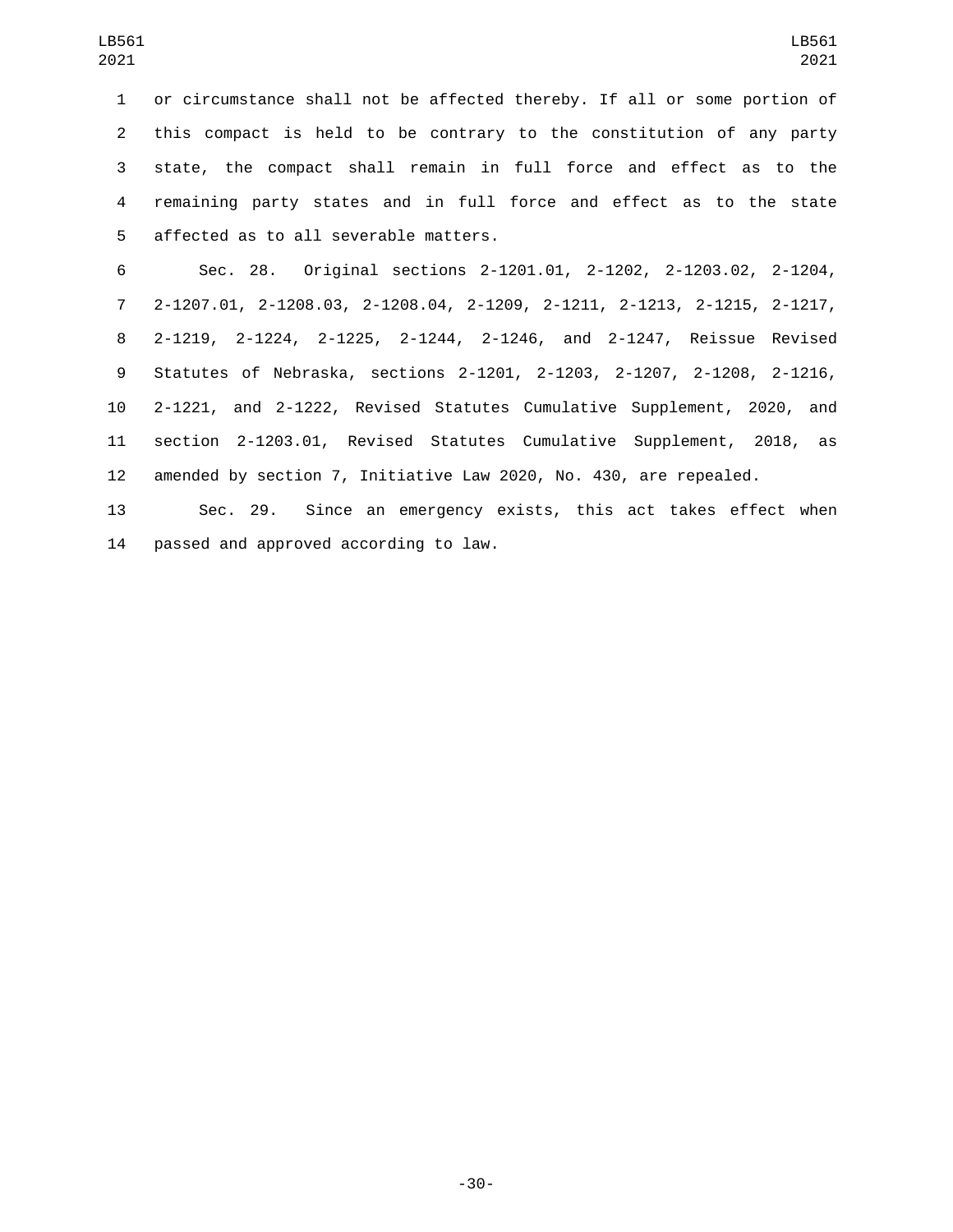or circumstance shall not be affected thereby. If all or some portion of this compact is held to be contrary to the constitution of any party state, the compact shall remain in full force and effect as to the remaining party states and in full force and effect as to the state affected as to all severable matters.

Sec. 28. Original sections 2-1201.01, 2-1202, 2-1203.02, 2-1204, 2-1207.01, 2-1208.03, 2-1208.04, 2-1209, 2-1211, 2-1213, 2-1215, 2-1217, 2-1219, 2-1224, 2-1225, 2-1244, 2-1246, and 2-1247, Reissue Revised Statutes of Nebraska, sections 2-1201, 2-1203, 2-1207, 2-1208, 2-1216, 2-1221, and 2-1222, Revised Statutes Cumulative Supplement, 2020, and section 2-1203.01, Revised Statutes Cumulative Supplement, 2018, as amended by section 7, Initiative Law 2020, No. 430, are repealed.

Sec. 29. Since an emergency exists, this act takes effect when passed and approved according to law.